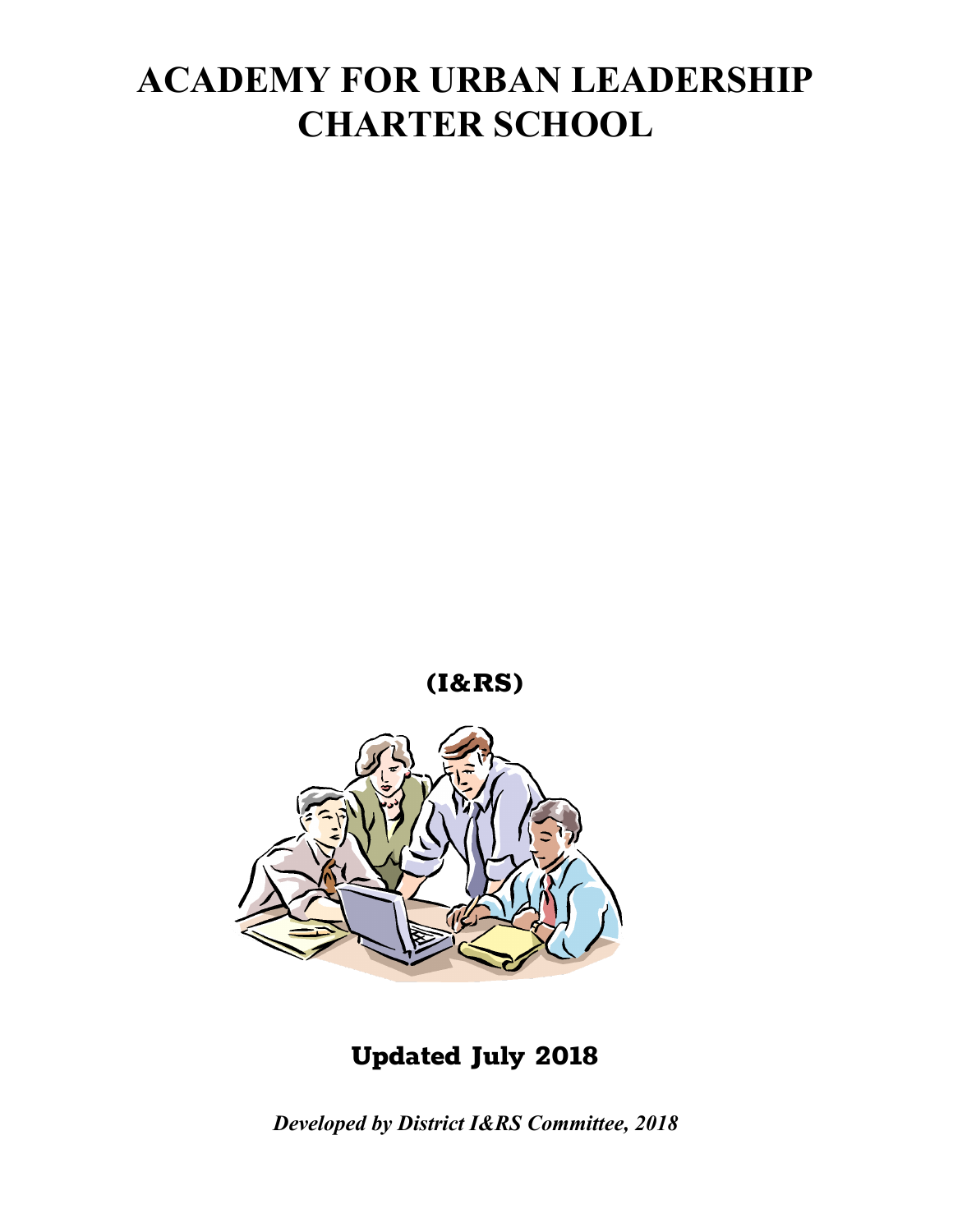# ACADEMY FOR URBAN LEADERSHIP CHARTER SCHOOL

**(I&RS)**

**Updated July 2018**

***Developed by District I&RS Committee, 2018***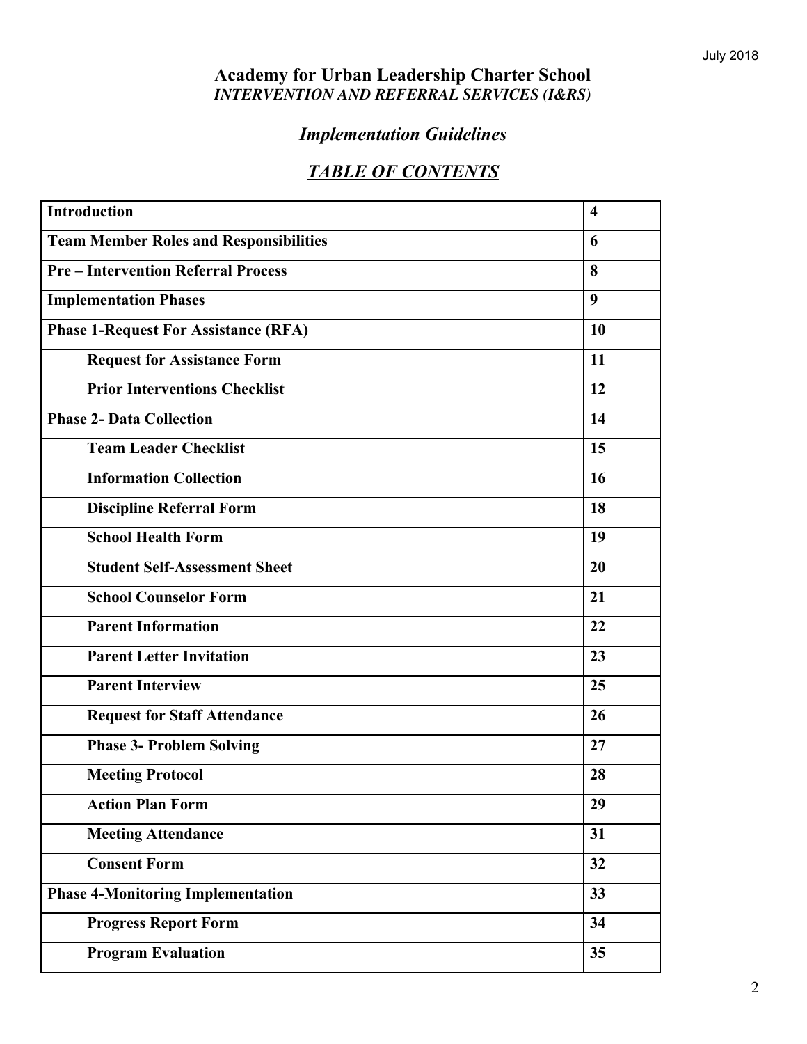# Academy for Urban Leadership Charter School

***INTERVENTION AND REFERRAL SERVICES (I&RS)***

## *Implementation Guidelines*

## ***TABLE OF CONTENTS***

| | |
|---|---|
| **Introduction** | **4** |
| **Team Member Roles and Responsibilities** | **6** |
| **Pre – Intervention Referral Process** | **8** |
| **Implementation Phases** | **9** |
| **Phase 1-Request For Assistance (RFA)** | **10** |
| &nbsp;&nbsp;&nbsp;&nbsp;**Request for Assistance Form** | **11** |
| &nbsp;&nbsp;&nbsp;&nbsp;**Prior Interventions Checklist** | **12** |
| **Phase 2- Data Collection** | **14** |
| &nbsp;&nbsp;&nbsp;&nbsp;**Team Leader Checklist** | **15** |
| &nbsp;&nbsp;&nbsp;&nbsp;**Information Collection** | **16** |
| &nbsp;&nbsp;&nbsp;&nbsp;**Discipline Referral Form** | **18** |
| &nbsp;&nbsp;&nbsp;&nbsp;**School Health Form** | **19** |
| &nbsp;&nbsp;&nbsp;&nbsp;**Student Self-Assessment Sheet** | **20** |
| &nbsp;&nbsp;&nbsp;&nbsp;**School Counselor Form** | **21** |
| &nbsp;&nbsp;&nbsp;&nbsp;**Parent Information** | **22** |
| &nbsp;&nbsp;&nbsp;&nbsp;**Parent Letter Invitation** | **23** |
| &nbsp;&nbsp;&nbsp;&nbsp;**Parent Interview** | **25** |
| &nbsp;&nbsp;&nbsp;&nbsp;**Request for Staff Attendance** | **26** |
| &nbsp;&nbsp;&nbsp;&nbsp;**Phase 3- Problem Solving** | **27** |
| &nbsp;&nbsp;&nbsp;&nbsp;**Meeting Protocol** | **28** |
| &nbsp;&nbsp;&nbsp;&nbsp;**Action Plan Form** | **29** |
| &nbsp;&nbsp;&nbsp;&nbsp;**Meeting Attendance** | **31** |
| &nbsp;&nbsp;&nbsp;&nbsp;**Consent Form** | **32** |
| **Phase 4-Monitoring Implementation** | **33** |
| &nbsp;&nbsp;&nbsp;&nbsp;**Progress Report Form** | **34** |
| &nbsp;&nbsp;&nbsp;&nbsp;**Program Evaluation** | **35** |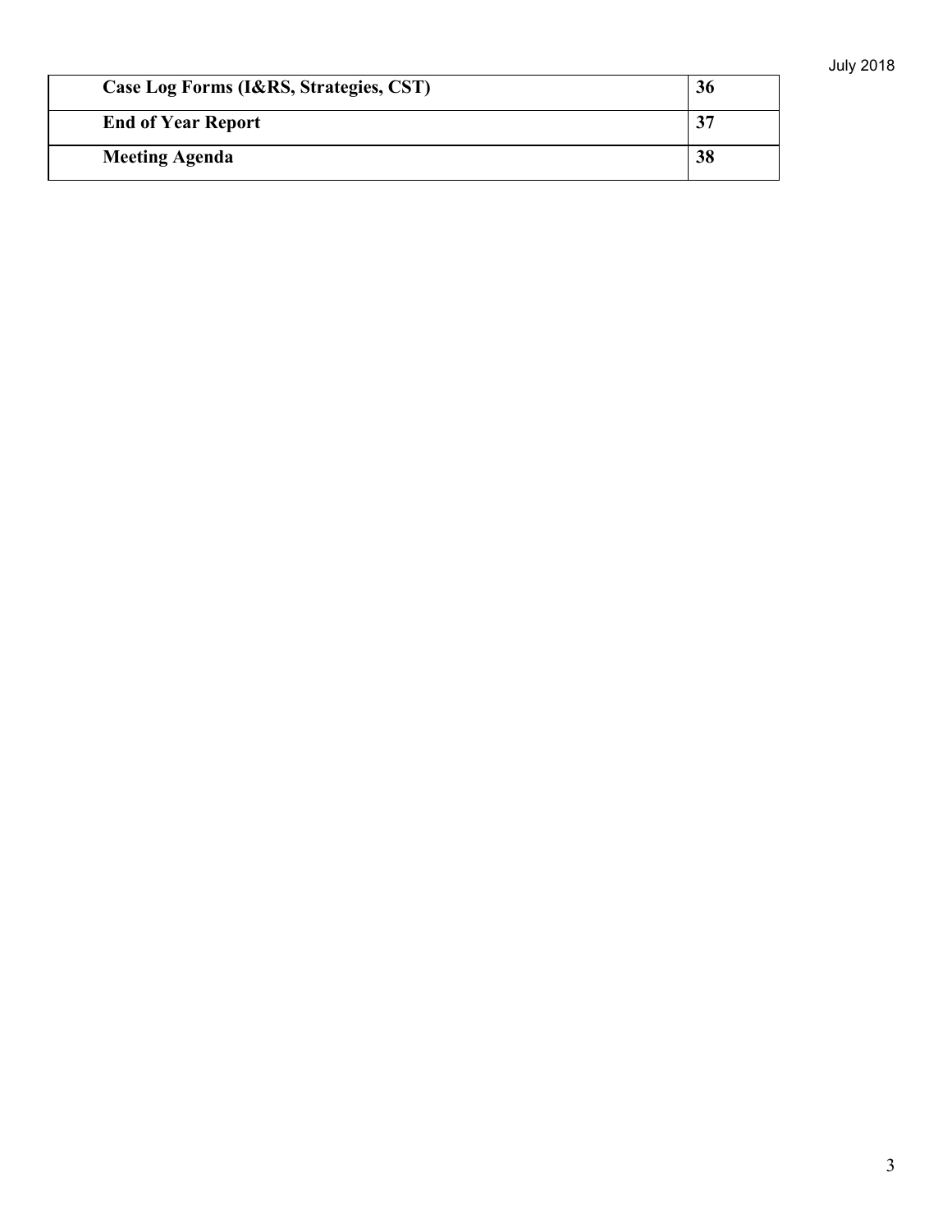| **Case Log Forms (I&RS, Strategies, CST)** | **36** |
|---|---|
| **End of Year Report** | **37** |
| **Meeting Agenda** | **38** |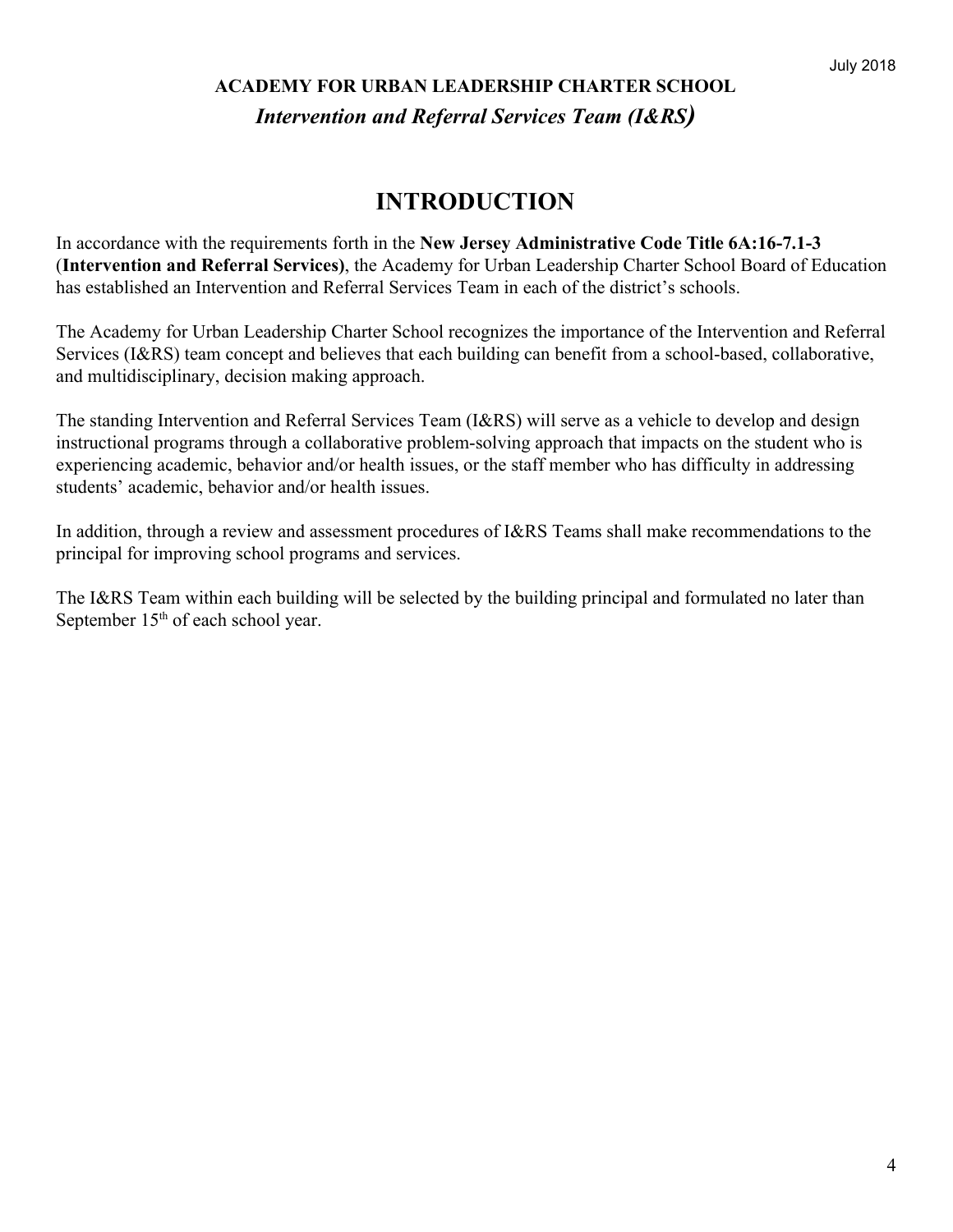**ACADEMY FOR URBAN LEADERSHIP CHARTER SCHOOL**

***Intervention and Referral Services Team (I&RS)***

# INTRODUCTION

In accordance with the requirements forth in the **New Jersey Administrative Code Title 6A:16-7.1-3** (**Intervention and Referral Services)**, the Academy for Urban Leadership Charter School Board of Education has established an Intervention and Referral Services Team in each of the district's schools.

The Academy for Urban Leadership Charter School recognizes the importance of the Intervention and Referral Services (I&RS) team concept and believes that each building can benefit from a school-based, collaborative, and multidisciplinary, decision making approach.

The standing Intervention and Referral Services Team (I&RS) will serve as a vehicle to develop and design instructional programs through a collaborative problem-solving approach that impacts on the student who is experiencing academic, behavior and/or health issues, or the staff member who has difficulty in addressing students' academic, behavior and/or health issues.

In addition, through a review and assessment procedures of I&RS Teams shall make recommendations to the principal for improving school programs and services.

The I&RS Team within each building will be selected by the building principal and formulated no later than September 15th of each school year.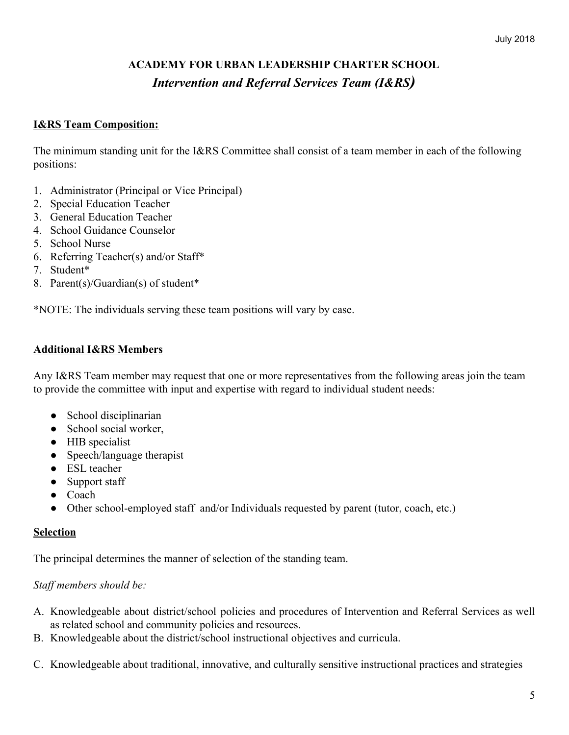July 2018

## ACADEMY FOR URBAN LEADERSHIP CHARTER SCHOOL

## *Intervention and Referral Services Team (I&RS)*

**I&RS Team Composition:**

The minimum standing unit for the I&RS Committee shall consist of a team member in each of the following positions:

1. Administrator (Principal or Vice Principal)
2. Special Education Teacher
3. General Education Teacher
4. School Guidance Counselor
5. School Nurse
6. Referring Teacher(s) and/or Staff*
7. Student*
8. Parent(s)/Guardian(s) of student*

*NOTE: The individuals serving these team positions will vary by case.

**Additional I&RS Members**

Any I&RS Team member may request that one or more representatives from the following areas join the team to provide the committee with input and expertise with regard to individual student needs:

- School disciplinarian
- School social worker,
- HIB specialist
- Speech/language therapist
- ESL teacher
- Support staff
- Coach
- Other school-employed staff and/or Individuals requested by parent (tutor, coach, etc.)

**Selection**

The principal determines the manner of selection of the standing team.

*Staff members should be:*

A. Knowledgeable about district/school policies and procedures of Intervention and Referral Services as well as related school and community policies and resources.
B. Knowledgeable about the district/school instructional objectives and curricula.
C. Knowledgeable about traditional, innovative, and culturally sensitive instructional practices and strategies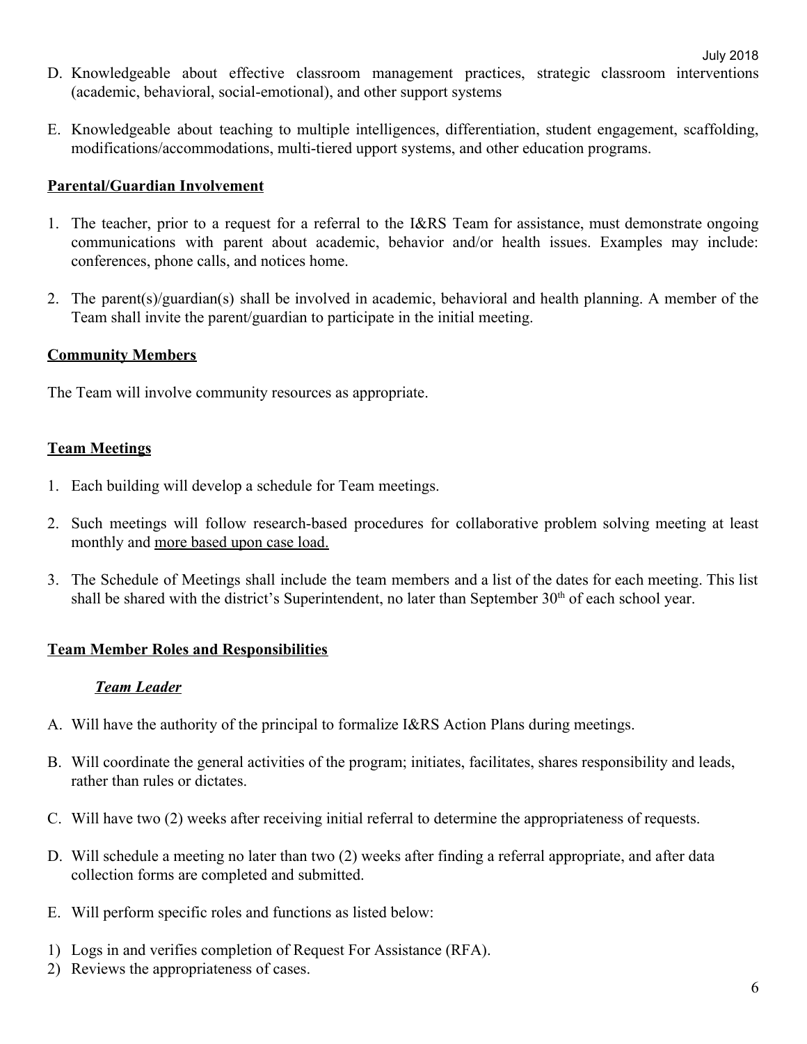D. Knowledgeable about effective classroom management practices, strategic classroom interventions (academic, behavioral, social-emotional), and other support systems

E. Knowledgeable about teaching to multiple intelligences, differentiation, student engagement, scaffolding, modifications/accommodations, multi-tiered upport systems, and other education programs.

**Parental/Guardian Involvement**

1. The teacher, prior to a request for a referral to the I&RS Team for assistance, must demonstrate ongoing communications with parent about academic, behavior and/or health issues. Examples may include: conferences, phone calls, and notices home.

2. The parent(s)/guardian(s) shall be involved in academic, behavioral and health planning. A member of the Team shall invite the parent/guardian to participate in the initial meeting.

**Community Members**

The Team will involve community resources as appropriate.

**Team Meetings**

1. Each building will develop a schedule for Team meetings.

2. Such meetings will follow research-based procedures for collaborative problem solving meeting at least monthly and more based upon case load.

3. The Schedule of Meetings shall include the team members and a list of the dates for each meeting. This list shall be shared with the district's Superintendent, no later than September 30th of each school year.

**Team Member Roles and Responsibilities**

***Team Leader***

A. Will have the authority of the principal to formalize I&RS Action Plans during meetings.

B. Will coordinate the general activities of the program; initiates, facilitates, shares responsibility and leads, rather than rules or dictates.

C. Will have two (2) weeks after receiving initial referral to determine the appropriateness of requests.

D. Will schedule a meeting no later than two (2) weeks after finding a referral appropriate, and after data collection forms are completed and submitted.

E. Will perform specific roles and functions as listed below:

1) Logs in and verifies completion of Request For Assistance (RFA).
2) Reviews the appropriateness of cases.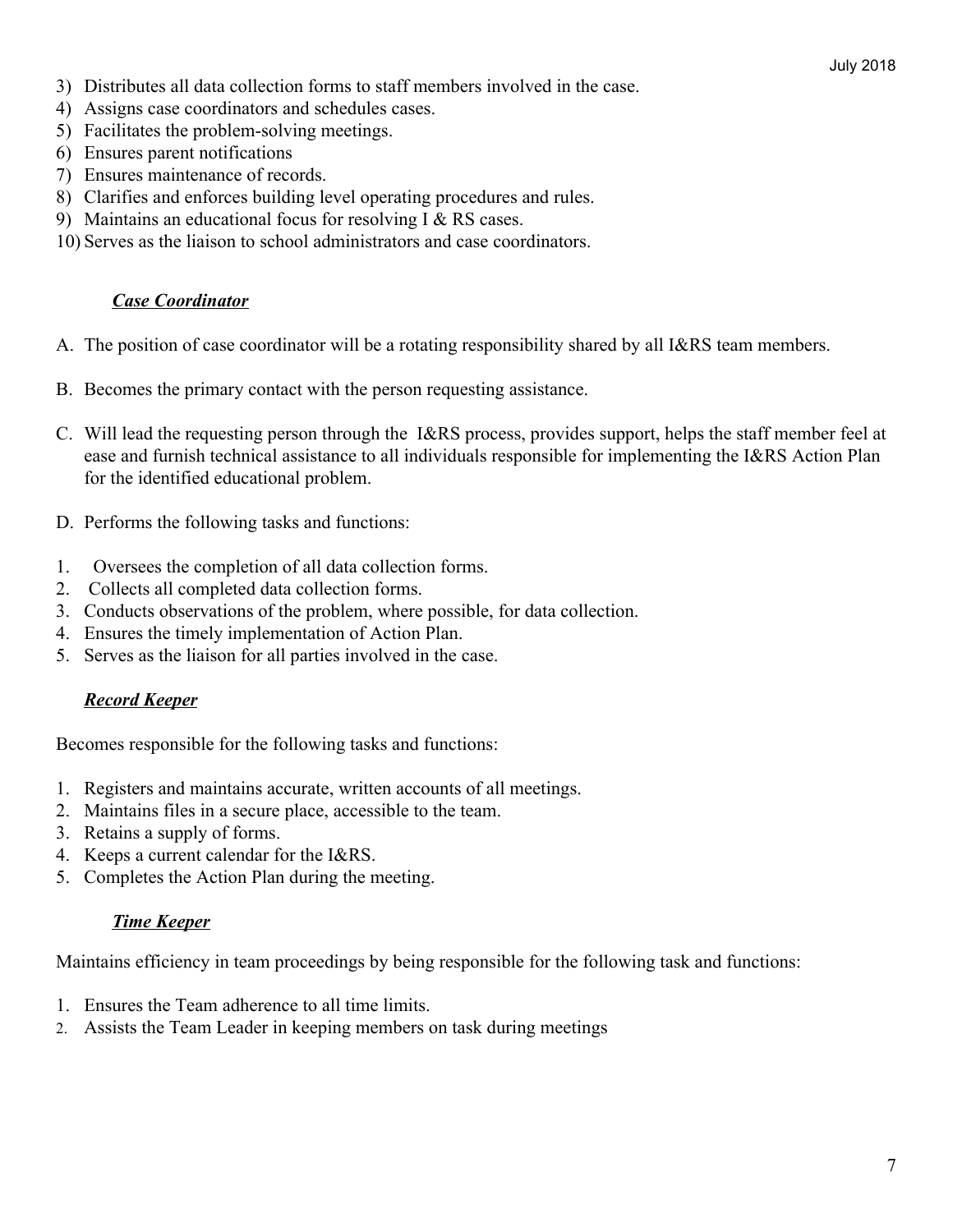3) Distributes all data collection forms to staff members involved in the case.
4) Assigns case coordinators and schedules cases.
5) Facilitates the problem-solving meetings.
6) Ensures parent notifications
7) Ensures maintenance of records.
8) Clarifies and enforces building level operating procedures and rules.
9) Maintains an educational focus for resolving I & RS cases.
10) Serves as the liaison to school administrators and case coordinators.

***Case Coordinator***

A. The position of case coordinator will be a rotating responsibility shared by all I&RS team members.

B. Becomes the primary contact with the person requesting assistance.

C. Will lead the requesting person through the I&RS process, provides support, helps the staff member feel at ease and furnish technical assistance to all individuals responsible for implementing the I&RS Action Plan for the identified educational problem.

D. Performs the following tasks and functions:

1. Oversees the completion of all data collection forms.
2. Collects all completed data collection forms.
3. Conducts observations of the problem, where possible, for data collection.
4. Ensures the timely implementation of Action Plan.
5. Serves as the liaison for all parties involved in the case.

***Record Keeper***

Becomes responsible for the following tasks and functions:

1. Registers and maintains accurate, written accounts of all meetings.
2. Maintains files in a secure place, accessible to the team.
3. Retains a supply of forms.
4. Keeps a current calendar for the I&RS.
5. Completes the Action Plan during the meeting.

***Time Keeper***

Maintains efficiency in team proceedings by being responsible for the following task and functions:

1. Ensures the Team adherence to all time limits.
2. Assists the Team Leader in keeping members on task during meetings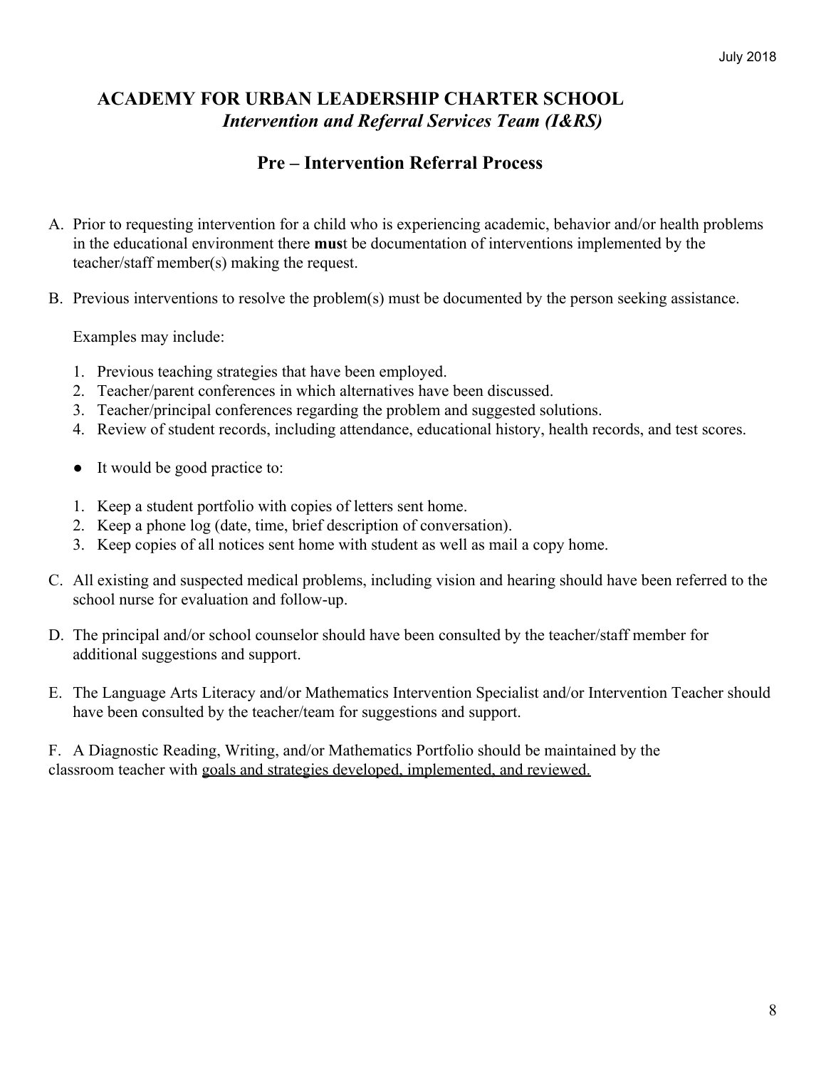# ACADEMY FOR URBAN LEADERSHIP CHARTER SCHOOL

## *Intervention and Referral Services Team (I&RS)*

## Pre – Intervention Referral Process

A. Prior to requesting intervention for a child who is experiencing academic, behavior and/or health problems in the educational environment there **mus**t be documentation of interventions implemented by the teacher/staff member(s) making the request.

B. Previous interventions to resolve the problem(s) must be documented by the person seeking assistance.

   Examples may include:

   1. Previous teaching strategies that have been employed.
   2. Teacher/parent conferences in which alternatives have been discussed.
   3. Teacher/principal conferences regarding the problem and suggested solutions.
   4. Review of student records, including attendance, educational history, health records, and test scores.

   - It would be good practice to:

   1. Keep a student portfolio with copies of letters sent home.
   2. Keep a phone log (date, time, brief description of conversation).
   3. Keep copies of all notices sent home with student as well as mail a copy home.

C. All existing and suspected medical problems, including vision and hearing should have been referred to the school nurse for evaluation and follow-up.

D. The principal and/or school counselor should have been consulted by the teacher/staff member for additional suggestions and support.

E. The Language Arts Literacy and/or Mathematics Intervention Specialist and/or Intervention Teacher should have been consulted by the teacher/team for suggestions and support.

F. A Diagnostic Reading, Writing, and/or Mathematics Portfolio should be maintained by the classroom teacher with <u>goals and strategies developed, implemented, and reviewed.</u>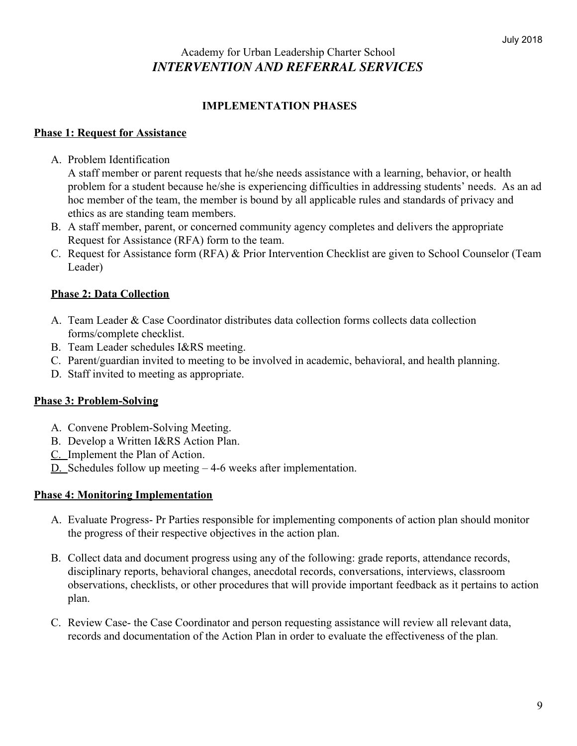July 2018

# Academy for Urban Leadership Charter School
## *INTERVENTION AND REFERRAL SERVICES*

### IMPLEMENTATION PHASES

**Phase 1: Request for Assistance**

A. Problem Identification
   A staff member or parent requests that he/she needs assistance with a learning, behavior, or health problem for a student because he/she is experiencing difficulties in addressing students' needs. As an ad hoc member of the team, the member is bound by all applicable rules and standards of privacy and ethics as are standing team members.
B. A staff member, parent, or concerned community agency completes and delivers the appropriate Request for Assistance (RFA) form to the team.
C. Request for Assistance form (RFA) & Prior Intervention Checklist are given to School Counselor (Team Leader)

**Phase 2: Data Collection**

A. Team Leader & Case Coordinator distributes data collection forms collects data collection forms/complete checklist.
B. Team Leader schedules I&RS meeting.
C. Parent/guardian invited to meeting to be involved in academic, behavioral, and health planning.
D. Staff invited to meeting as appropriate.

**Phase 3: Problem-Solving**

A. Convene Problem-Solving Meeting.
B. Develop a Written I&RS Action Plan.
C. Implement the Plan of Action.
D. Schedules follow up meeting – 4-6 weeks after implementation.

**Phase 4: Monitoring Implementation**

A. Evaluate Progress- Pr Parties responsible for implementing components of action plan should monitor the progress of their respective objectives in the action plan.

B. Collect data and document progress using any of the following: grade reports, attendance records, disciplinary reports, behavioral changes, anecdotal records, conversations, interviews, classroom observations, checklists, or other procedures that will provide important feedback as it pertains to action plan.

C. Review Case- the Case Coordinator and person requesting assistance will review all relevant data, records and documentation of the Action Plan in order to evaluate the effectiveness of the plan.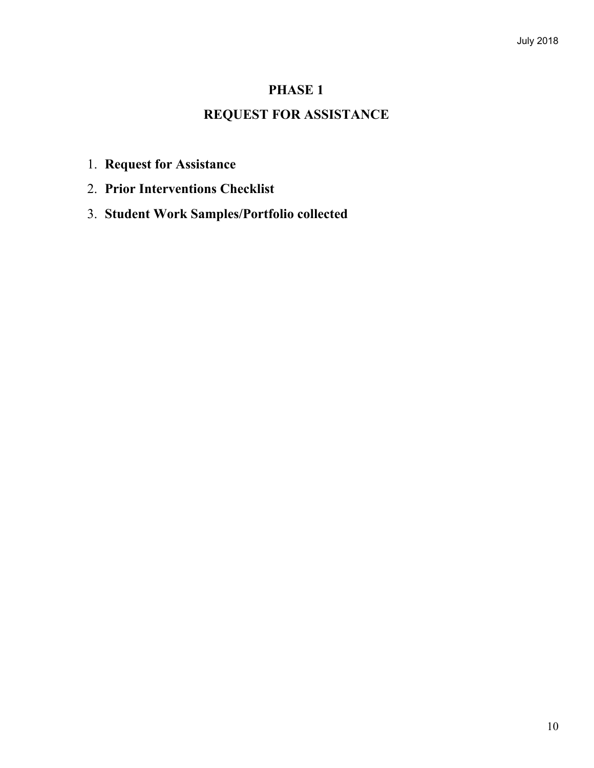# PHASE 1

# REQUEST FOR ASSISTANCE

1. **Request for Assistance**
2. **Prior Interventions Checklist**
3. **Student Work Samples/Portfolio collected**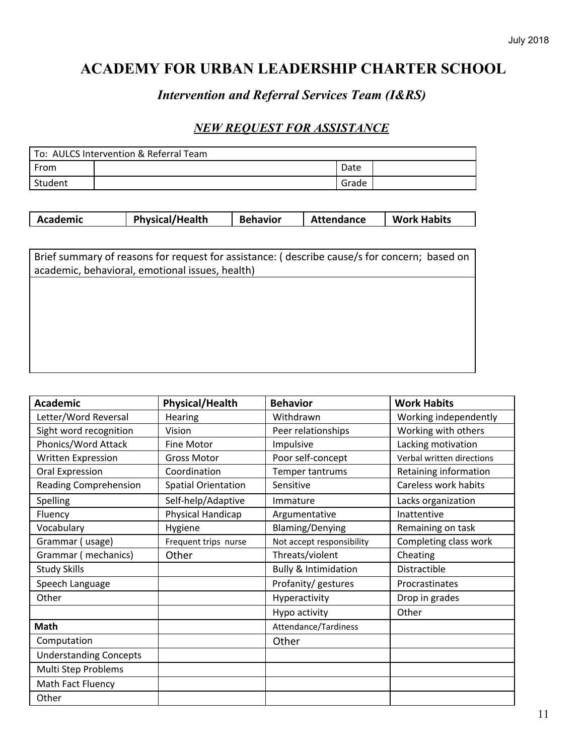# ACADEMY FOR URBAN LEADERSHIP CHARTER SCHOOL

## *Intervention and Referral Services Team (I&RS)*

### ***NEW REQUEST FOR ASSISTANCE***

| To: AULCS Intervention & Referral Team | | | |
|---|---|---|---|
| From | | Date | |
| Student | | Grade | |

| Academic | Physical/Health | Behavior | Attendance | Work Habits |
|---|---|---|---|---|

| Brief summary of reasons for request for assistance: ( describe cause/s for concern; based on academic, behavioral, emotional issues, health) |
|---|
| |

| Academic | Physical/Health | Behavior | Work Habits |
|---|---|---|---|
| Letter/Word Reversal | Hearing | Withdrawn | Working independently |
| Sight word recognition | Vision | Peer relationships | Working with others |
| Phonics/Word Attack | Fine Motor | Impulsive | Lacking motivation |
| Written Expression | Gross Motor | Poor self-concept | Verbal written directions |
| Oral Expression | Coordination | Temper tantrums | Retaining information |
| Reading Comprehension | Spatial Orientation | Sensitive | Careless work habits |
| Spelling | Self-help/Adaptive | Immature | Lacks organization |
| Fluency | Physical Handicap | Argumentative | Inattentive |
| Vocabulary | Hygiene | Blaming/Denying | Remaining on task |
| Grammar ( usage) | Frequent trips nurse | Not accept responsibility | Completing class work |
| Grammar ( mechanics) | Other | Threats/violent | Cheating |
| Study Skills | | Bully & Intimidation | Distractible |
| Speech Language | | Profanity/ gestures | Procrastinates |
| Other | | Hyperactivity | Drop in grades |
| | | Hypo activity | Other |
| **Math** | | Attendance/Tardiness | |
| Computation | | Other | |
| Understanding Concepts | | | |
| Multi Step Problems | | | |
| Math Fact Fluency | | | |
| Other | | | |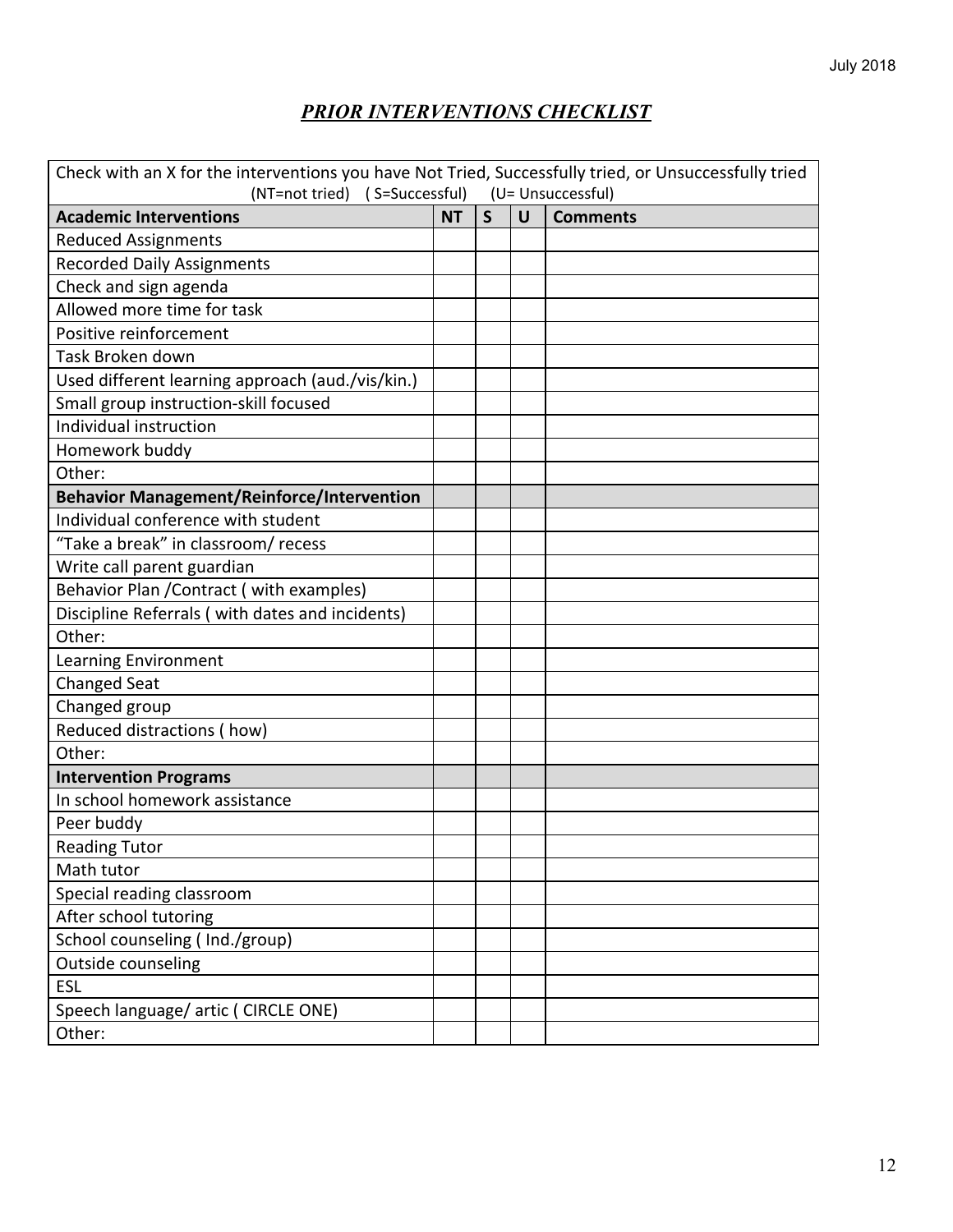## *PRIOR INTERVENTIONS CHECKLIST*

| Check with an X for the interventions you have Not Tried, Successfully tried, or Unsuccessfully tried (NT=not tried) ( S=Successful) (U= Unsuccessful) | | | | |
|---|---|---|---|---|
| **Academic Interventions** | **NT** | **S** | **U** | **Comments** |
| Reduced Assignments | | | | |
| Recorded Daily Assignments | | | | |
| Check and sign agenda | | | | |
| Allowed more time for task | | | | |
| Positive reinforcement | | | | |
| Task Broken down | | | | |
| Used different learning approach (aud./vis/kin.) | | | | |
| Small group instruction-skill focused | | | | |
| Individual instruction | | | | |
| Homework buddy | | | | |
| Other: | | | | |
| **Behavior Management/Reinforce/Intervention** | | | | |
| Individual conference with student | | | | |
| "Take a break" in classroom/ recess | | | | |
| Write call parent guardian | | | | |
| Behavior Plan /Contract ( with examples) | | | | |
| Discipline Referrals ( with dates and incidents) | | | | |
| Other: | | | | |
| Learning Environment | | | | |
| Changed Seat | | | | |
| Changed group | | | | |
| Reduced distractions ( how) | | | | |
| Other: | | | | |
| **Intervention Programs** | | | | |
| In school homework assistance | | | | |
| Peer buddy | | | | |
| Reading Tutor | | | | |
| Math tutor | | | | |
| Special reading classroom | | | | |
| After school tutoring | | | | |
| School counseling ( Ind./group) | | | | |
| Outside counseling | | | | |
| ESL | | | | |
| Speech language/ artic ( CIRCLE ONE) | | | | |
| Other: | | | | |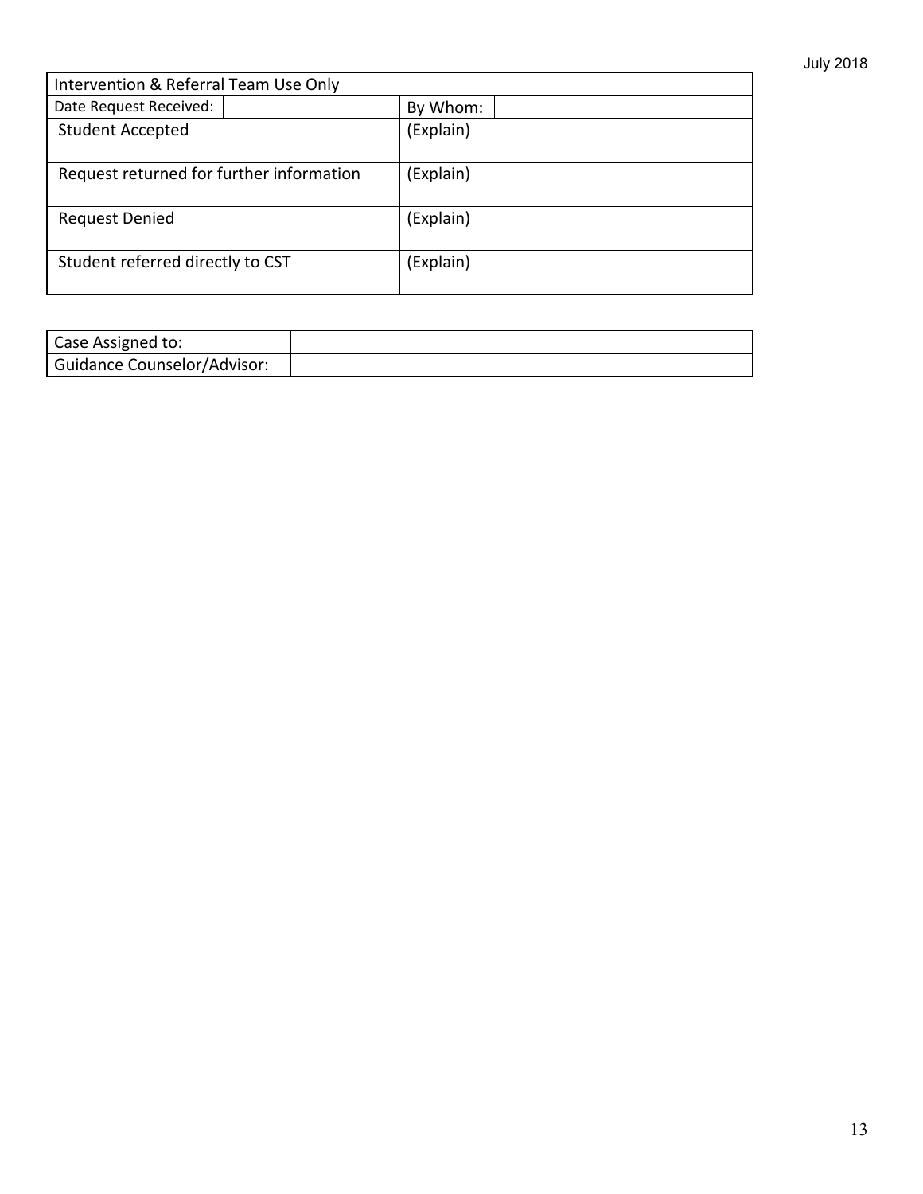| Intervention & Referral Team Use Only | | | |
|---|---|---|---|
| Date Request Received: | | By Whom: | |
| Student Accepted | | (Explain) | |
| Request returned for further information | | (Explain) | |
| Request Denied | | (Explain) | |
| Student referred directly to CST | | (Explain) | |

| Case Assigned to: | |
|---|---|
| Guidance Counselor/Advisor: | |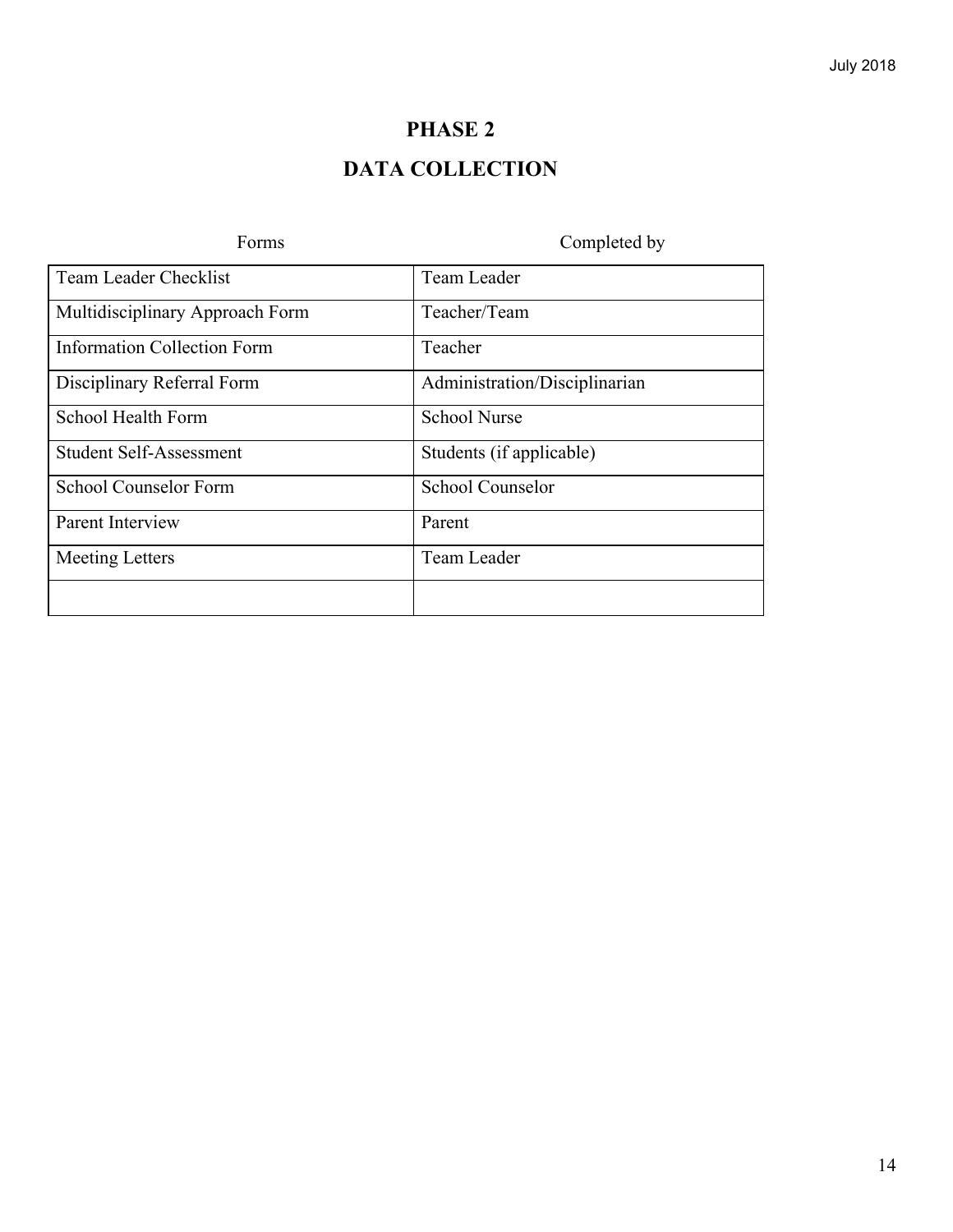# PHASE 2

## DATA COLLECTION

| Forms | Completed by |
|---|---|
| Team Leader Checklist | Team Leader |
| Multidisciplinary Approach Form | Teacher/Team |
| Information Collection Form | Teacher |
| Disciplinary Referral Form | Administration/Disciplinarian |
| School Health Form | School Nurse |
| Student Self-Assessment | Students (if applicable) |
| School Counselor Form | School Counselor |
| Parent Interview | Parent |
| Meeting Letters | Team Leader |
| | |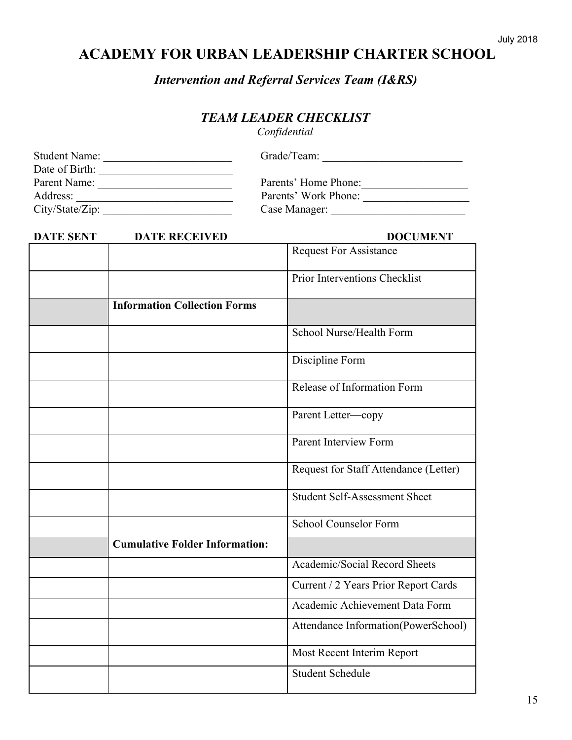July 2018

# ACADEMY FOR URBAN LEADERSHIP CHARTER SCHOOL

## *Intervention and Referral Services Team (I&RS)*

### *TEAM LEADER CHECKLIST*

*Confidential*

Student Name: _______________________ Grade/Team: _________________________

Date of Birth: ________________________

Parent Name: ________________________ Parents' Home Phone:___________________

Address: ____________________________ Parents' Work Phone: ___________________

City/State/Zip: _______________________ Case Manager: ________________________

| DATE SENT | DATE RECEIVED | DOCUMENT |
|---|---|---|
| | | Request For Assistance |
| | | Prior Interventions Checklist |
| | **Information Collection Forms** | |
| | | School Nurse/Health Form |
| | | Discipline Form |
| | | Release of Information Form |
| | | Parent Letter—copy |
| | | Parent Interview Form |
| | | Request for Staff Attendance (Letter) |
| | | Student Self-Assessment Sheet |
| | | School Counselor Form |
| | **Cumulative Folder Information:** | |
| | | Academic/Social Record Sheets |
| | | Current / 2 Years Prior Report Cards |
| | | Academic Achievement Data Form |
| | | Attendance Information(PowerSchool) |
| | | Most Recent Interim Report |
| | | Student Schedule |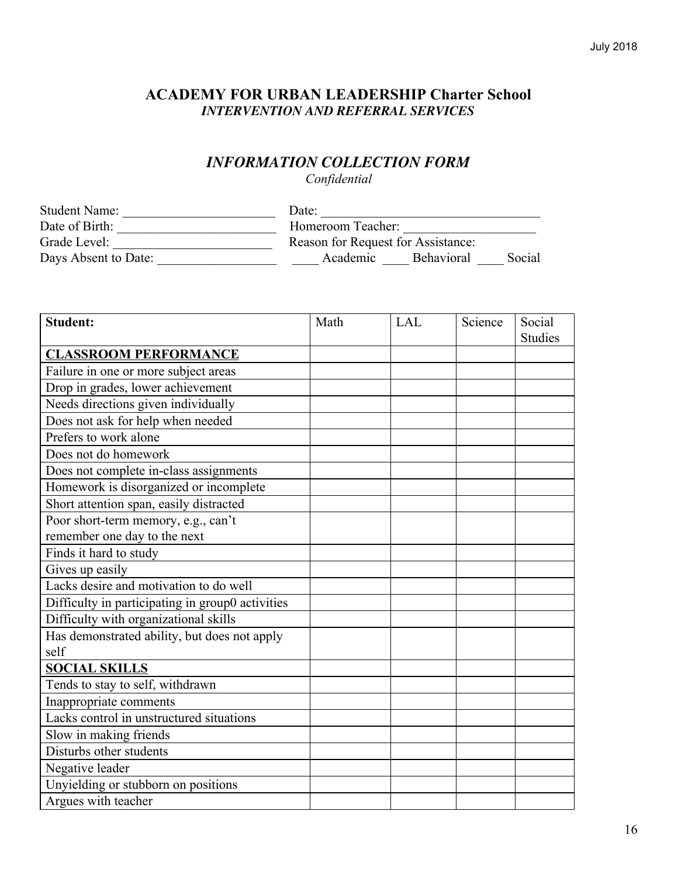## ACADEMY FOR URBAN LEADERSHIP Charter School
*INTERVENTION AND REFERRAL SERVICES*

### *INFORMATION COLLECTION FORM*
*Confidential*

Student Name: _______________________ Date: _________________________________
Date of Birth: _______________________ Homeroom Teacher: ___________________
Grade Level: _______________________ Reason for Request for Assistance:
Days Absent to Date: _________________ ____ Academic ____ Behavioral ____ Social

| **Student:** | Math | LAL | Science | Social Studies |
|---|---|---|---|---|
| **<u>CLASSROOM PERFORMANCE</u>** | | | | |
| Failure in one or more subject areas | | | | |
| Drop in grades, lower achievement | | | | |
| Needs directions given individually | | | | |
| Does not ask for help when needed | | | | |
| Prefers to work alone | | | | |
| Does not do homework | | | | |
| Does not complete in-class assignments | | | | |
| Homework is disorganized or incomplete | | | | |
| Short attention span, easily distracted | | | | |
| Poor short-term memory, e.g., can't remember one day to the next | | | | |
| Finds it hard to study | | | | |
| Gives up easily | | | | |
| Lacks desire and motivation to do well | | | | |
| Difficulty in participating in group0 activities | | | | |
| Difficulty with organizational skills | | | | |
| Has demonstrated ability, but does not apply self | | | | |
| **<u>SOCIAL SKILLS</u>** | | | | |
| Tends to stay to self, withdrawn | | | | |
| Inappropriate comments | | | | |
| Lacks control in unstructured situations | | | | |
| Slow in making friends | | | | |
| Disturbs other students | | | | |
| Negative leader | | | | |
| Unyielding or stubborn on positions | | | | |
| Argues with teacher | | | | |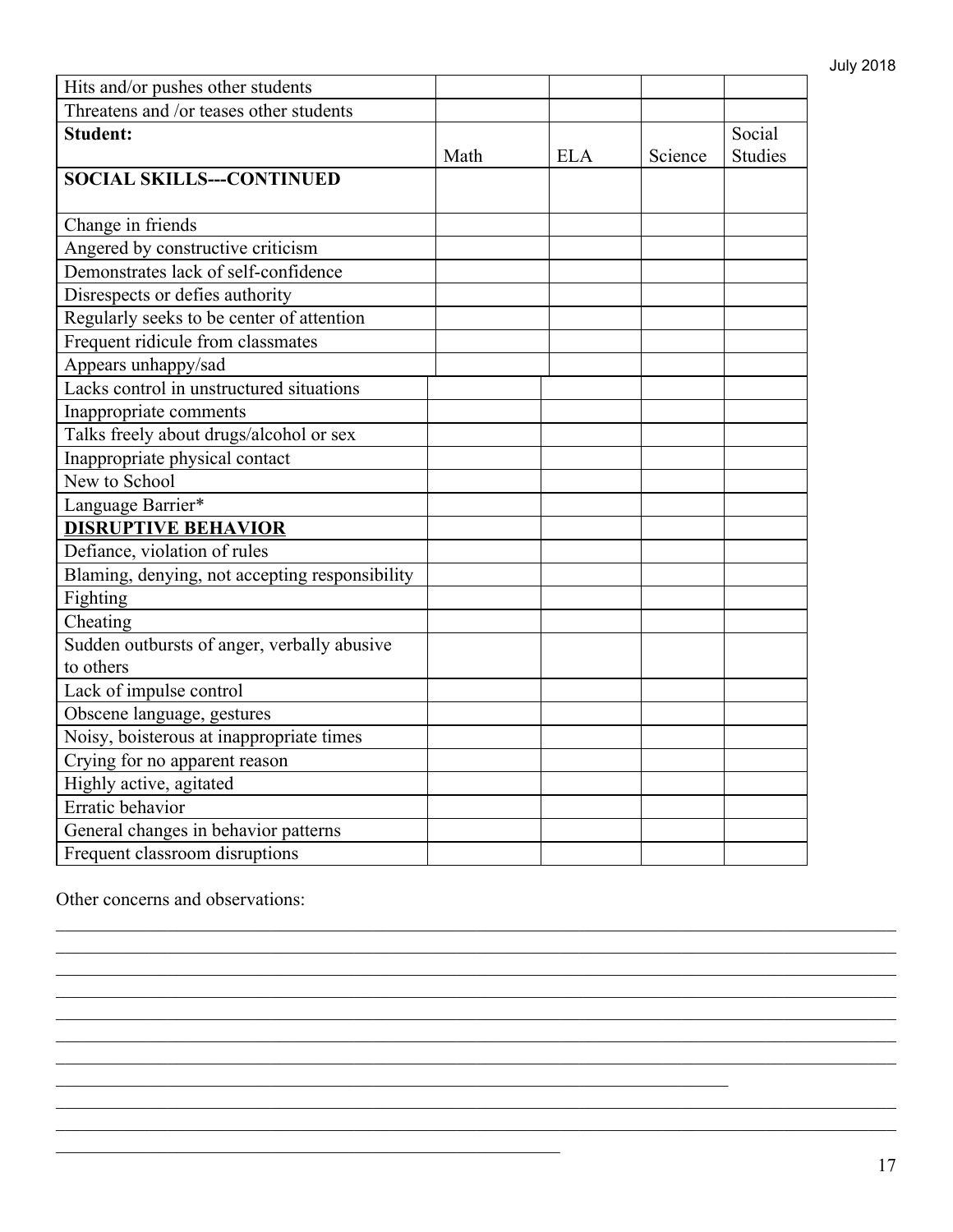| Hits and/or pushes other students | | | | |
|---|---|---|---|---|
| Threatens and /or teases other students | | | | |
| **Student:** | Math | ELA | Science | Social Studies |
| **SOCIAL SKILLS---CONTINUED** | | | | |
| Change in friends | | | | |
| Angered by constructive criticism | | | | |
| Demonstrates lack of self-confidence | | | | |
| Disrespects or defies authority | | | | |
| Regularly seeks to be center of attention | | | | |
| Frequent ridicule from classmates | | | | |
| Appears unhappy/sad | | | | |
| Lacks control in unstructured situations | | | | |
| Inappropriate comments | | | | |
| Talks freely about drugs/alcohol or sex | | | | |
| Inappropriate physical contact | | | | |
| New to School | | | | |
| Language Barrier* | | | | |
| **DISRUPTIVE BEHAVIOR** | | | | |
| Defiance, violation of rules | | | | |
| Blaming, denying, not accepting responsibility | | | | |
| Fighting | | | | |
| Cheating | | | | |
| Sudden outbursts of anger, verbally abusive to others | | | | |
| Lack of impulse control | | | | |
| Obscene language, gestures | | | | |
| Noisy, boisterous at inappropriate times | | | | |
| Crying for no apparent reason | | | | |
| Highly active, agitated | | | | |
| Erratic behavior | | | | |
| General changes in behavior patterns | | | | |
| Frequent classroom disruptions | | | | |

Other concerns and observations:

_______________________________________________________________________________

_______________________________________________________________________________

_______________________________________________________________________________

_______________________________________________________________________________

_______________________________________________________________________________

_______________________________________________________________________________

_______________________________________________________________________________

_______________________________________________________________

_______________________________________________________________________________

_______________________________________________________________________________

_______________________________________________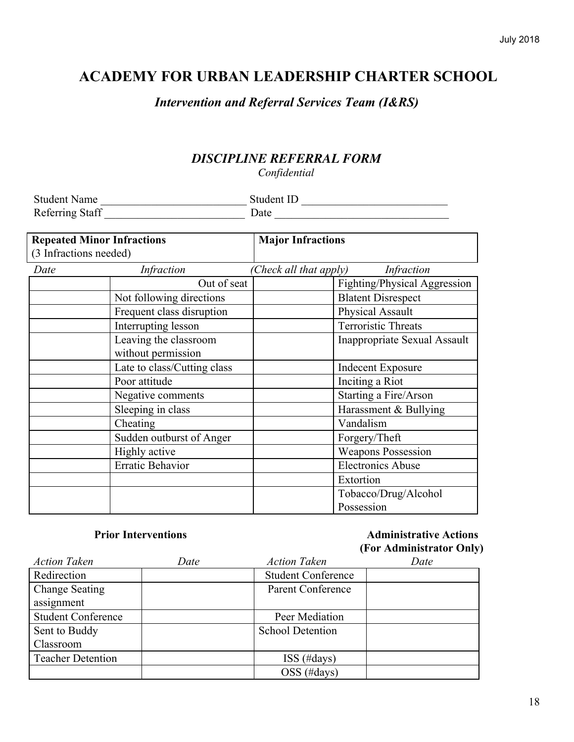# ACADEMY FOR URBAN LEADERSHIP CHARTER SCHOOL

## *Intervention and Referral Services Team (I&RS)*

### *DISCIPLINE REFERRAL FORM*

*Confidential*

Student Name __________________________ Student ID __________________________
Referring Staff _________________________ Date _______________________________

| **Repeated Minor Infractions** (3 Infractions needed) | | **Major Infractions** | |
|---|---|---|---|
| *Date* | *Infraction* | *(Check all that apply)* | *Infraction* |
| | Out of seat | | Fighting/Physical Aggression |
| | Not following directions | | Blatent Disrespect |
| | Frequent class disruption | | Physical Assault |
| | Interrupting lesson | | Terroristic Threats |
| | Leaving the classroom without permission | | Inappropriate Sexual Assault |
| | Late to class/Cutting class | | Indecent Exposure |
| | Poor attitude | | Inciting a Riot |
| | Negative comments | | Starting a Fire/Arson |
| | Sleeping in class | | Harassment & Bullying |
| | Cheating | | Vandalism |
| | Sudden outburst of Anger | | Forgery/Theft |
| | Highly active | | Weapons Possession |
| | Erratic Behavior | | Electronics Abuse |
| | | | Extortion |
| | | | Tobacco/Drug/Alcohol Possession |

| **Prior Interventions** | | **Administrative Actions (For Administrator Only)** | |
|---|---|---|---|
| *Action Taken* | *Date* | *Action Taken* | *Date* |
| Redirection | | Student Conference | |
| Change Seating assignment | | Parent Conference | |
| Student Conference | | Peer Mediation | |
| Sent to Buddy Classroom | | School Detention | |
| Teacher Detention | | ISS (#days) | |
| | | OSS (#days) | |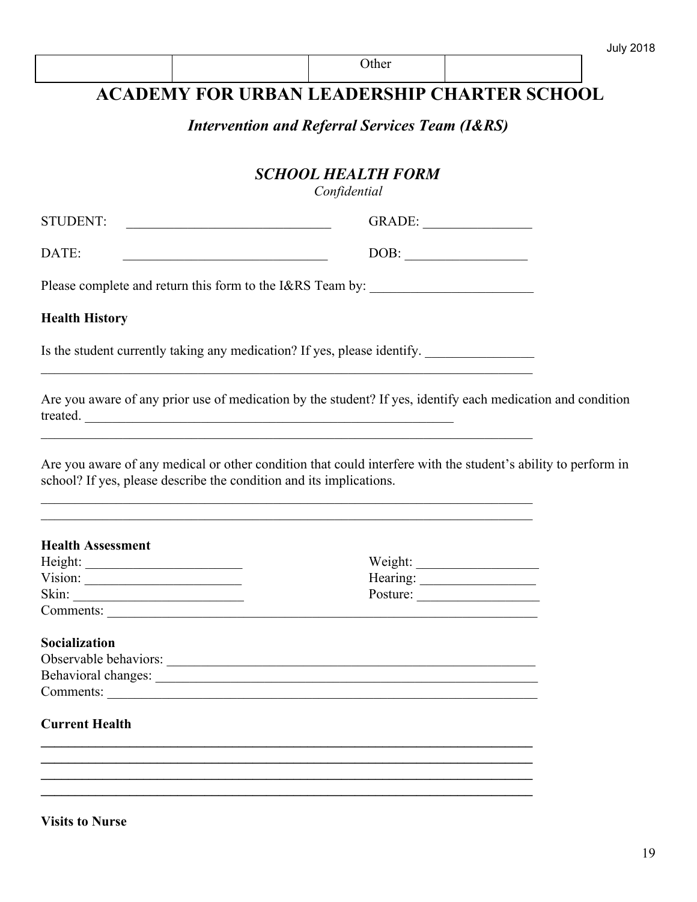| | | Other | |
|---|---|---|---|

# ACADEMY FOR URBAN LEADERSHIP CHARTER SCHOOL

## *Intervention and Referral Services Team (I&RS)*

### *SCHOOL HEALTH FORM*

*Confidential*

STUDENT: ______________________________ GRADE: ________________

DATE: ______________________________ DOB: __________________

Please complete and return this form to the I&RS Team by: ________________________

**Health History**

Is the student currently taking any medication? If yes, please identify. ________________
__________________________________________________________________________

Are you aware of any prior use of medication by the student? If yes, identify each medication and condition treated. __________________________________________________________
__________________________________________________________________________

Are you aware of any medical or other condition that could interfere with the student's ability to perform in school? If yes, please describe the condition and its implications.
__________________________________________________________________________
__________________________________________________________________________

**Health Assessment**
Height: _______________________ Weight: __________________
Vision: _______________________ Hearing: _________________
Skin: _________________________ Posture: __________________
Comments: ______________________________________________________________

**Socialization**
Observable behaviors: ______________________________________________________
Behavioral changes: _______________________________________________________
Comments: ______________________________________________________________

**Current Health**
__________________________________________________________________________
__________________________________________________________________________
__________________________________________________________________________
__________________________________________________________________________

**Visits to Nurse**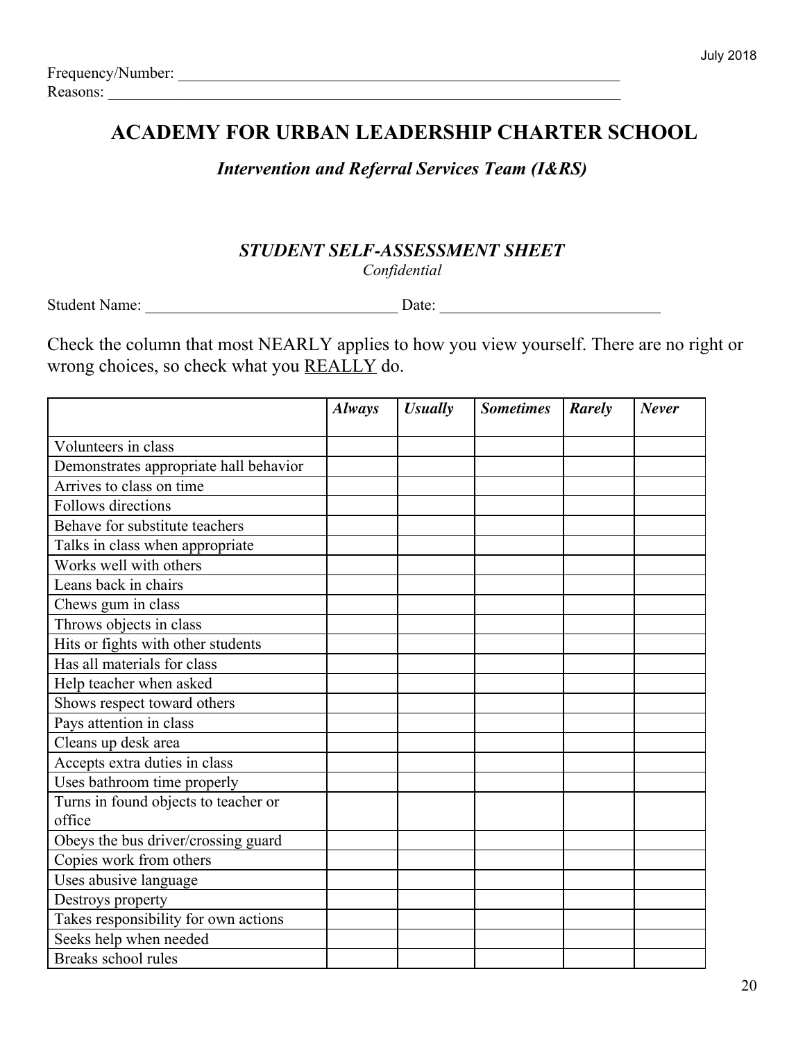Frequency/Number: ____________________________________________________________
Reasons: ________________________________________________________________

# ACADEMY FOR URBAN LEADERSHIP CHARTER SCHOOL

### *Intervention and Referral Services Team (I&RS)*

### *STUDENT SELF-ASSESSMENT SHEET*

*Confidential*

Student Name: _________________________________ Date: ____________________________

Check the column that most NEARLY applies to how you view yourself. There are no right or wrong choices, so check what you REALLY do.

| | *Always* | *Usually* | *Sometimes* | *Rarely* | *Never* |
|---|---|---|---|---|---|
| Volunteers in class | | | | | |
| Demonstrates appropriate hall behavior | | | | | |
| Arrives to class on time | | | | | |
| Follows directions | | | | | |
| Behave for substitute teachers | | | | | |
| Talks in class when appropriate | | | | | |
| Works well with others | | | | | |
| Leans back in chairs | | | | | |
| Chews gum in class | | | | | |
| Throws objects in class | | | | | |
| Hits or fights with other students | | | | | |
| Has all materials for class | | | | | |
| Help teacher when asked | | | | | |
| Shows respect toward others | | | | | |
| Pays attention in class | | | | | |
| Cleans up desk area | | | | | |
| Accepts extra duties in class | | | | | |
| Uses bathroom time properly | | | | | |
| Turns in found objects to teacher or office | | | | | |
| Obeys the bus driver/crossing guard | | | | | |
| Copies work from others | | | | | |
| Uses abusive language | | | | | |
| Destroys property | | | | | |
| Takes responsibility for own actions | | | | | |
| Seeks help when needed | | | | | |
| Breaks school rules | | | | | |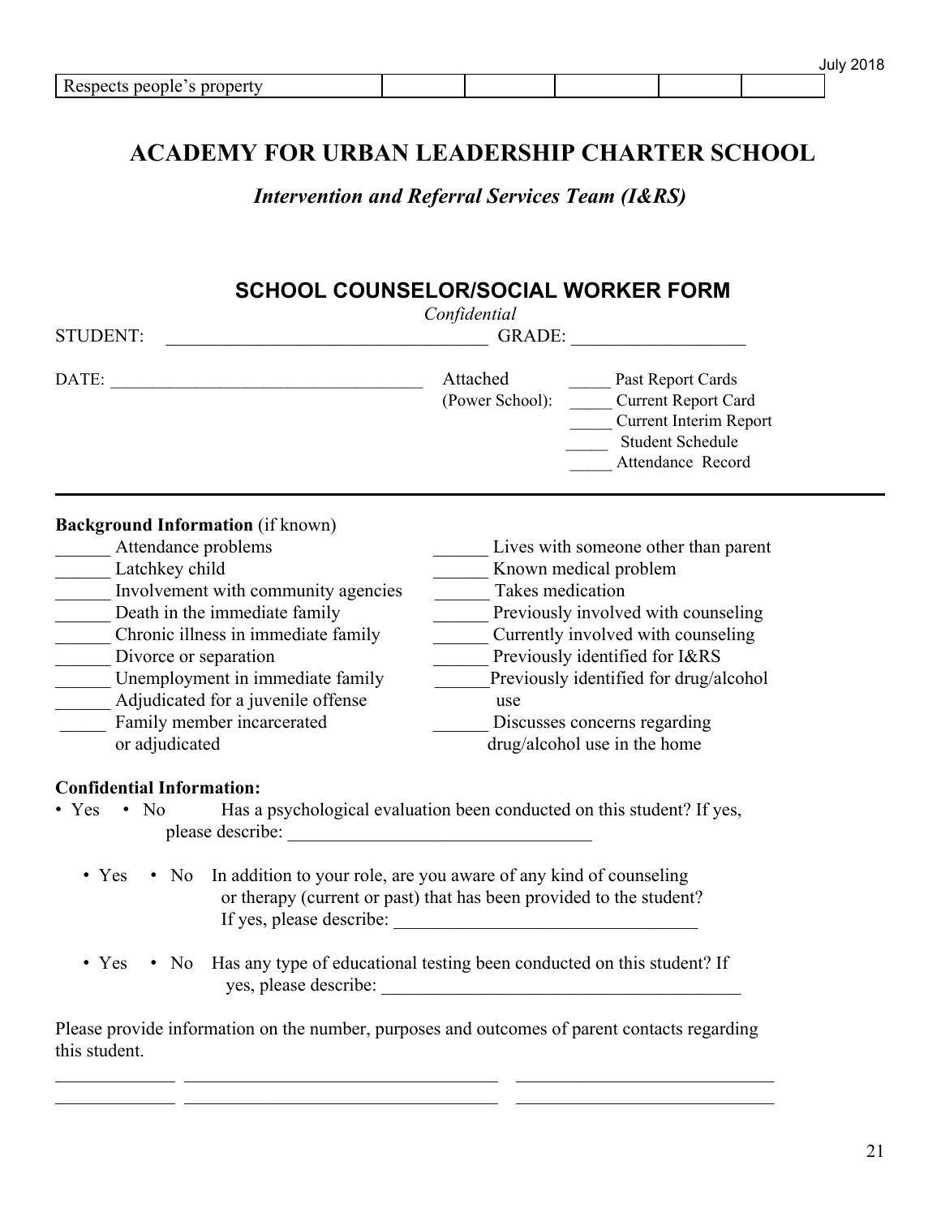| Respects people's property | | | | | |
|---|---|---|---|---|---|

# ACADEMY FOR URBAN LEADERSHIP CHARTER SCHOOL

***Intervention and Referral Services Team (I&RS)***

## SCHOOL COUNSELOR/SOCIAL WORKER FORM

*Confidential*

STUDENT: ___________________________________ GRADE: ___________________

DATE: ___________________________________

Attached (Power School):
_____ Past Report Cards
_____ Current Report Card
_____ Current Interim Report
_____ Student Schedule
_____ Attendance Record

---

**Background Information** (if known)

______ Attendance problems
______ Latchkey child
______ Involvement with community agencies
______ Death in the immediate family
______ Chronic illness in immediate family
______ Divorce or separation
______ Unemployment in immediate family
______ Adjudicated for a juvenile offense
_____ Family member incarcerated or adjudicated
______ Lives with someone other than parent
______ Known medical problem
______ Takes medication
______ Previously involved with counseling
______ Currently involved with counseling
______ Previously identified for I&RS
______ Previously identified for drug/alcohol use
______ Discusses concerns regarding drug/alcohol use in the home

**Confidential Information:**

- Yes • No Has a psychological evaluation been conducted on this student? If yes, please describe: _________________________________

- Yes • No In addition to your role, are you aware of any kind of counseling or therapy (current or past) that has been provided to the student? If yes, please describe: _________________________________

- Yes • No Has any type of educational testing been conducted on this student? If yes, please describe: ________________________________________

Please provide information on the number, purposes and outcomes of parent contacts regarding this student.

_____________ ___________________________________ _____________________________
_____________ ___________________________________ _____________________________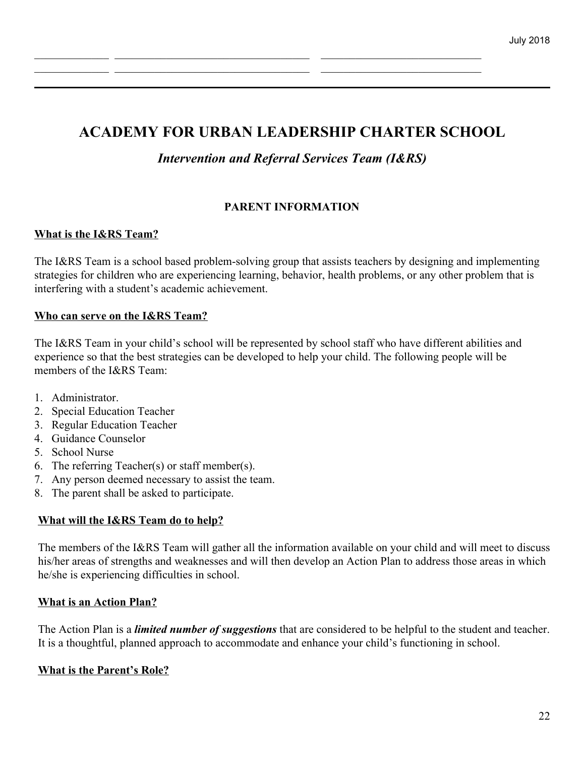# ACADEMY FOR URBAN LEADERSHIP CHARTER SCHOOL

## *Intervention and Referral Services Team (I&RS)*

### PARENT INFORMATION

**What is the I&RS Team?**

The I&RS Team is a school based problem-solving group that assists teachers by designing and implementing strategies for children who are experiencing learning, behavior, health problems, or any other problem that is interfering with a student's academic achievement.

**Who can serve on the I&RS Team?**

The I&RS Team in your child's school will be represented by school staff who have different abilities and experience so that the best strategies can be developed to help your child. The following people will be members of the I&RS Team:

1. Administrator.
2. Special Education Teacher
3. Regular Education Teacher
4. Guidance Counselor
5. School Nurse
6. The referring Teacher(s) or staff member(s).
7. Any person deemed necessary to assist the team.
8. The parent shall be asked to participate.

**What will the I&RS Team do to help?**

The members of the I&RS Team will gather all the information available on your child and will meet to discuss his/her areas of strengths and weaknesses and will then develop an Action Plan to address those areas in which he/she is experiencing difficulties in school.

**What is an Action Plan?**

The Action Plan is a ***limited number of suggestions*** that are considered to be helpful to the student and teacher. It is a thoughtful, planned approach to accommodate and enhance your child's functioning in school.

**What is the Parent's Role?**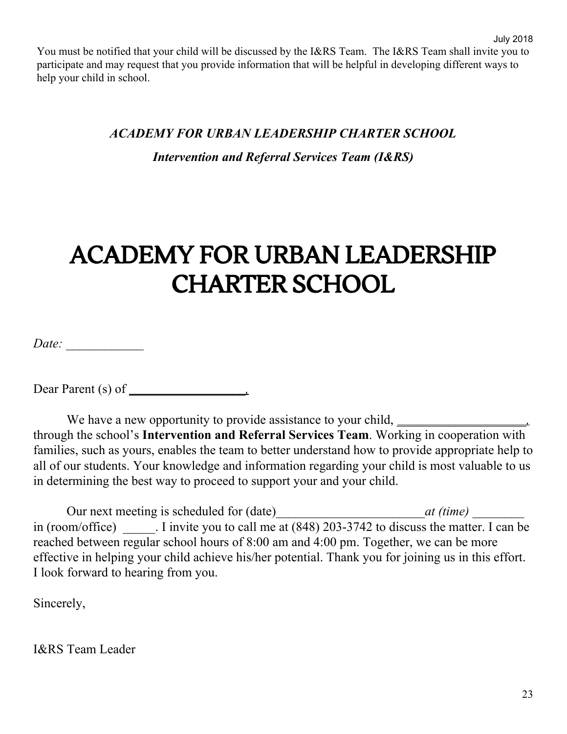You must be notified that your child will be discussed by the I&RS Team. The I&RS Team shall invite you to participate and may request that you provide information that will be helpful in developing different ways to help your child in school.

***ACADEMY FOR URBAN LEADERSHIP CHARTER SCHOOL***

***Intervention and Referral Services Team (I&RS)***

# ACADEMY FOR URBAN LEADERSHIP CHARTER SCHOOL

*Date:* ____________

Dear Parent (s) of __________________.

We have a new opportunity to provide assistance to your child, ____________________, through the school's **Intervention and Referral Services Team**. Working in cooperation with families, such as yours, enables the team to better understand how to provide appropriate help to all of our students. Your knowledge and information regarding your child is most valuable to us in determining the best way to proceed to support your and your child.

Our next meeting is scheduled for (date)_______________________*at (time)* ________ in (room/office) _____. I invite you to call me at (848) 203-3742 to discuss the matter. I can be reached between regular school hours of 8:00 am and 4:00 pm. Together, we can be more effective in helping your child achieve his/her potential. Thank you for joining us in this effort. I look forward to hearing from you.

Sincerely,

I&RS Team Leader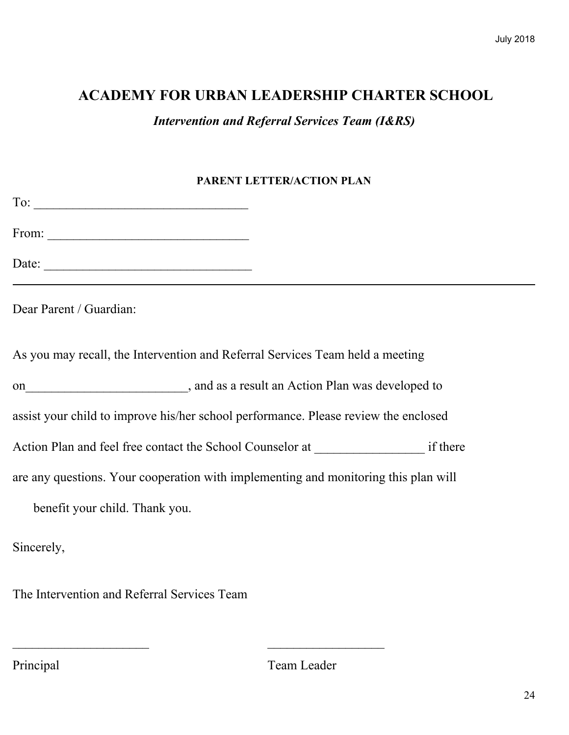July 2018

# ACADEMY FOR URBAN LEADERSHIP CHARTER SCHOOL

***Intervention and Referral Services Team (I&RS)***

**PARENT LETTER/ACTION PLAN**

To: _________________________________

From: _______________________________

Date: ________________________________

---

Dear Parent / Guardian:

As you may recall, the Intervention and Referral Services Team held a meeting on_________________________, and as a result an Action Plan was developed to assist your child to improve his/her school performance. Please review the enclosed Action Plan and feel free contact the School Counselor at _________________ if there are any questions. Your cooperation with implementing and monitoring this plan will benefit your child. Thank you.

Sincerely,

The Intervention and Referral Services Team

_____________________ __________________

Principal Team Leader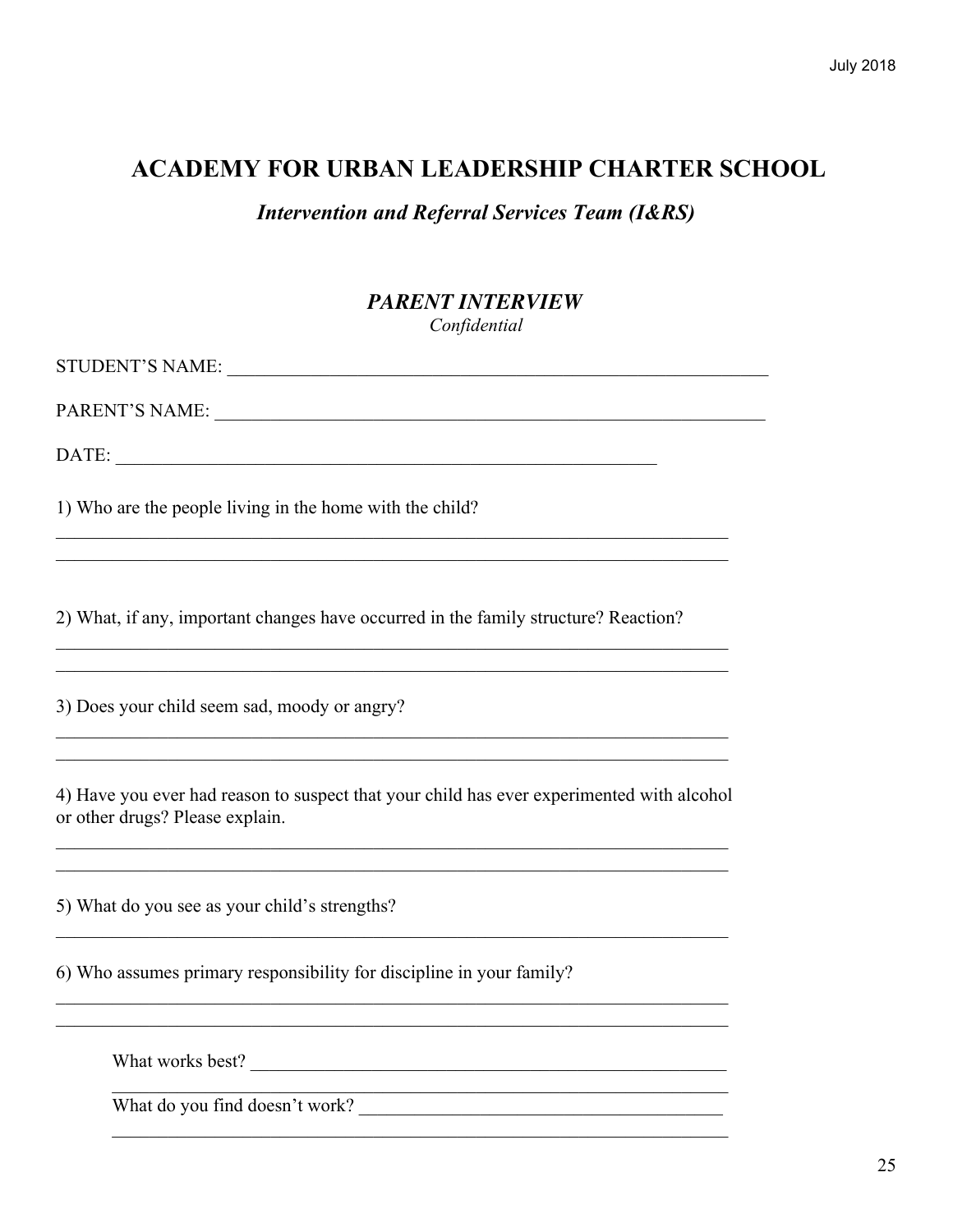# ACADEMY FOR URBAN LEADERSHIP CHARTER SCHOOL

## *Intervention and Referral Services Team (I&RS)*

### *PARENT INTERVIEW*

*Confidential*

STUDENT'S NAME: ___________________________________________________________

PARENT'S NAME: ___________________________________________________________

DATE: ___________________________________________________________

1) Who are the people living in the home with the child?

___________________________________________________________________________

___________________________________________________________________________

2) What, if any, important changes have occurred in the family structure? Reaction?

___________________________________________________________________________

___________________________________________________________________________

3) Does your child seem sad, moody or angry?

___________________________________________________________________________

___________________________________________________________________________

4) Have you ever had reason to suspect that your child has ever experimented with alcohol or other drugs? Please explain.

___________________________________________________________________________

___________________________________________________________________________

5) What do you see as your child's strengths?

___________________________________________________________________________

6) Who assumes primary responsibility for discipline in your family?

___________________________________________________________________________

___________________________________________________________________________

What works best? _____________________________________________________

___________________________________________________________________

What do you find doesn't work? ________________________________________

___________________________________________________________________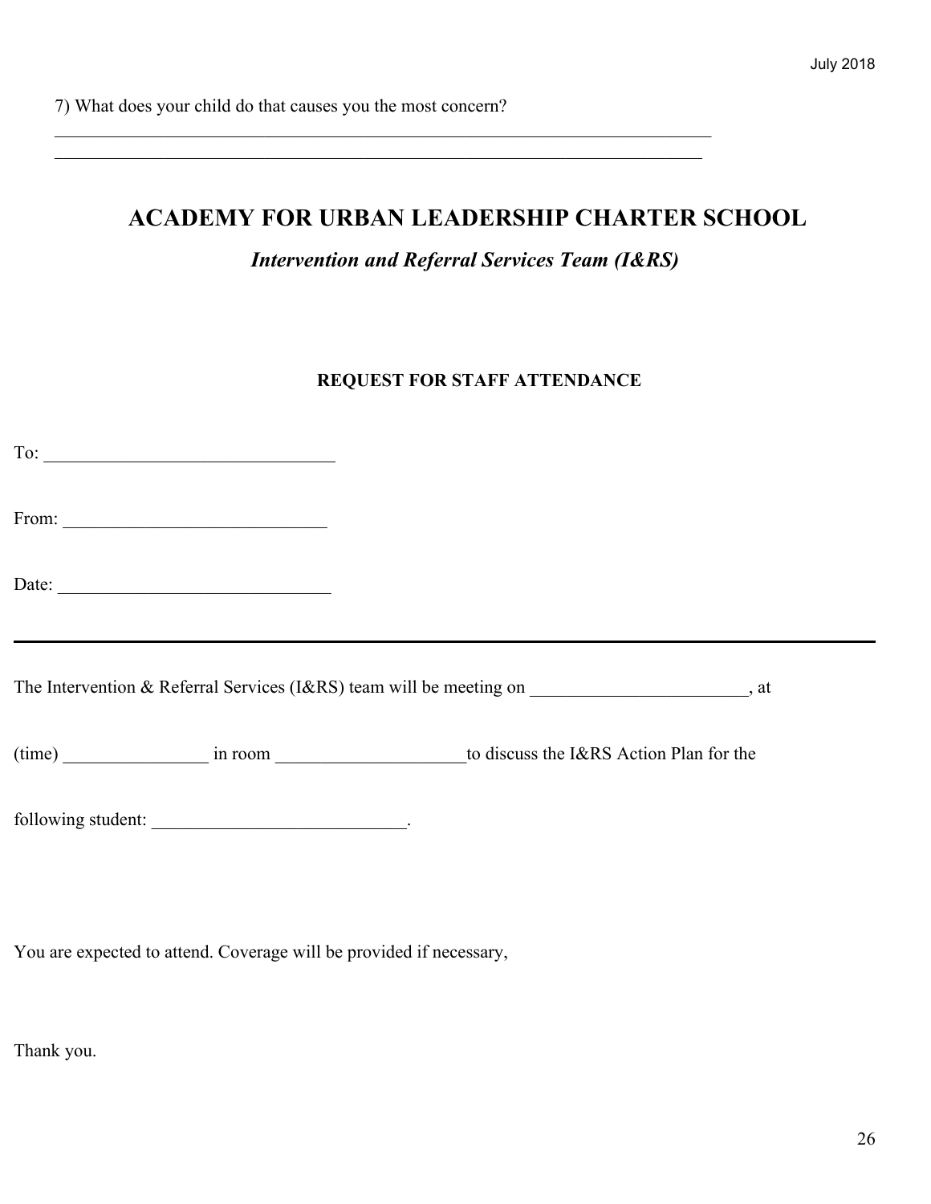7) What does your child do that causes you the most concern?

_____________________________________________________________________________

____________________________________________________________________________

# ACADEMY FOR URBAN LEADERSHIP CHARTER SCHOOL

## *Intervention and Referral Services Team (I&RS)*

### REQUEST FOR STAFF ATTENDANCE

To: _________________________________

From: ______________________________

Date: _______________________________

---

The Intervention & Referral Services (I&RS) team will be meeting on ________________________, at

(time) ________________ in room _____________________to discuss the I&RS Action Plan for the

following student: ____________________________.

You are expected to attend. Coverage will be provided if necessary,

Thank you.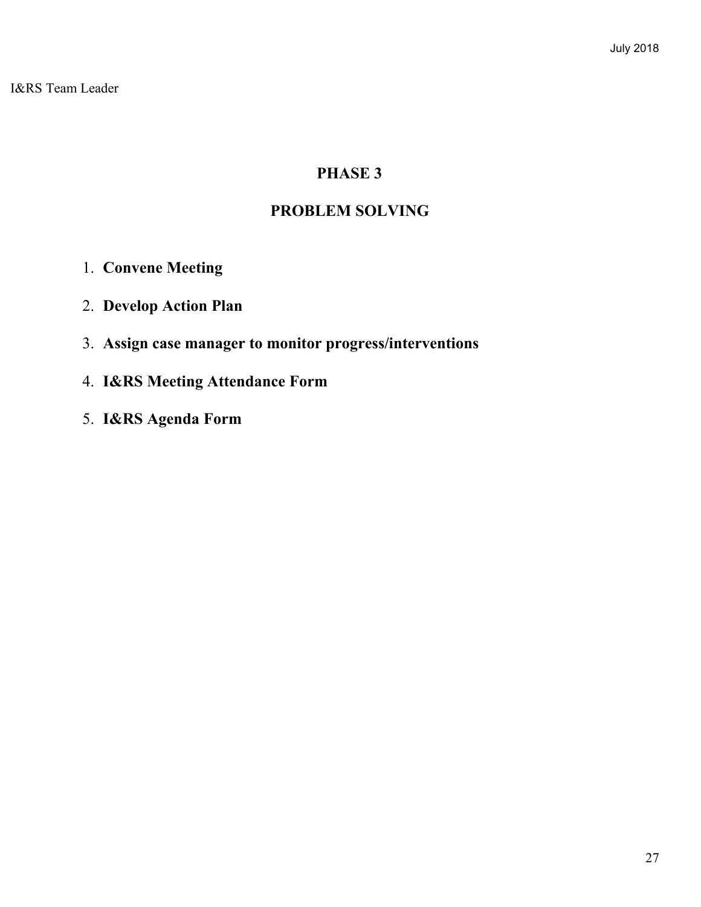I&RS Team Leader

## PHASE 3

## PROBLEM SOLVING

1. **Convene Meeting**
2. **Develop Action Plan**
3. **Assign case manager to monitor progress/interventions**
4. **I&RS Meeting Attendance Form**
5. **I&RS Agenda Form**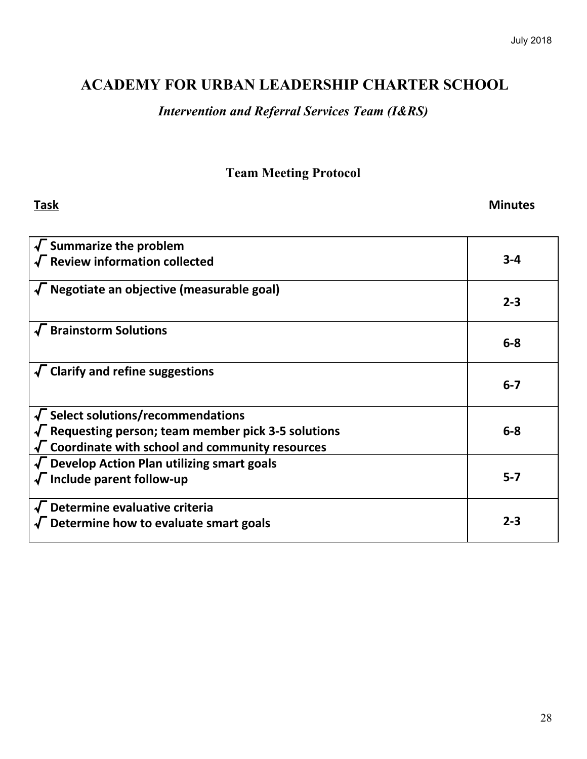# ACADEMY FOR URBAN LEADERSHIP CHARTER SCHOOL

*Intervention and Referral Services Team (I&RS)*

## Team Meeting Protocol

| **Task** | **Minutes** |
|---|---|
| √ **Summarize the problem**<br>√ **Review information collected** | **3-4** |
| √ **Negotiate an objective (measurable goal)** | **2-3** |
| √ **Brainstorm Solutions** | **6-8** |
| √ **Clarify and refine suggestions** | **6-7** |
| √ **Select solutions/recommendations**<br>√ **Requesting person; team member pick 3-5 solutions**<br>√ **Coordinate with school and community resources** | **6-8** |
| √ **Develop Action Plan utilizing smart goals**<br>√ **Include parent follow-up** | **5-7** |
| √ **Determine evaluative criteria**<br>√ **Determine how to evaluate smart goals** | **2-3** |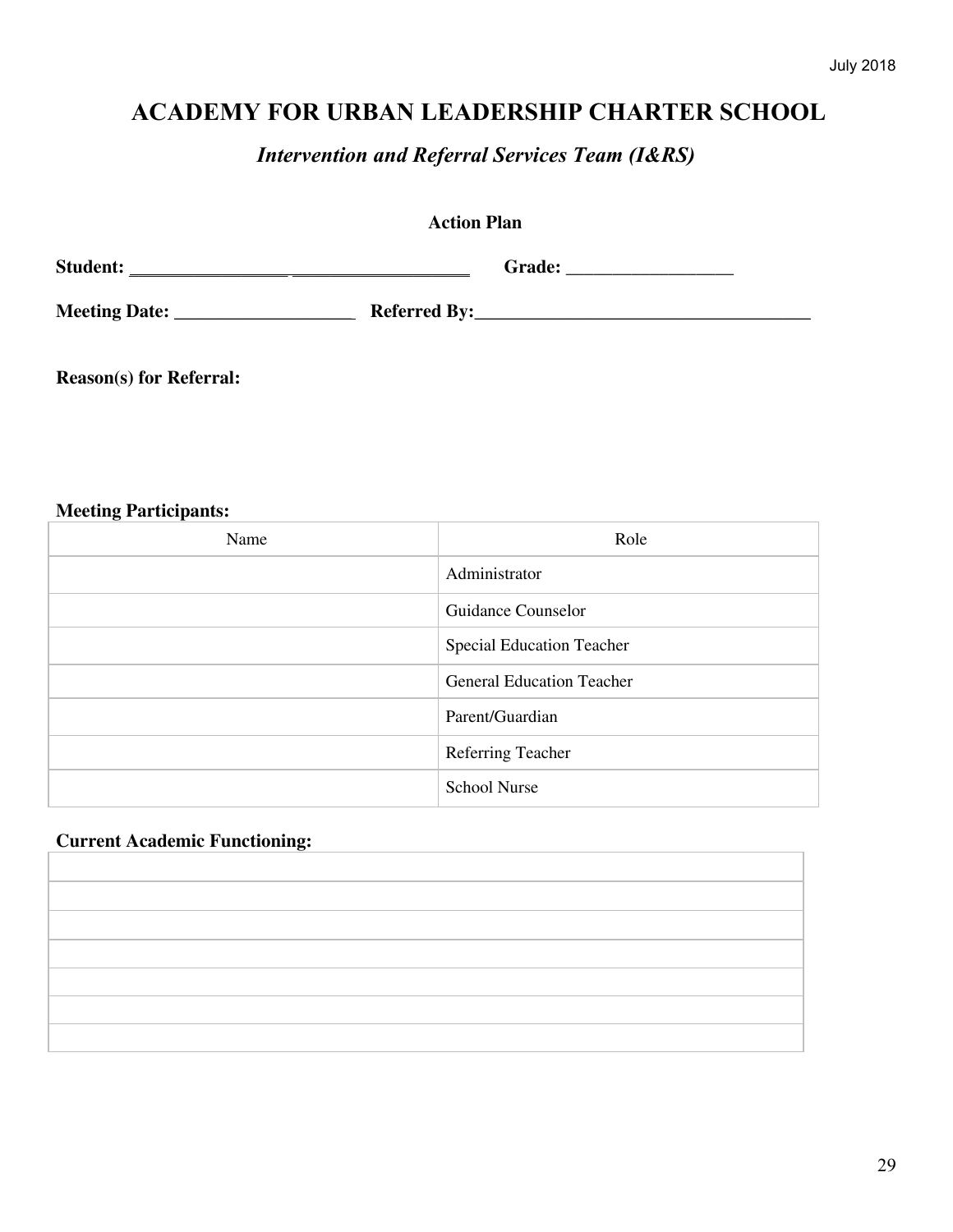# ACADEMY FOR URBAN LEADERSHIP CHARTER SCHOOL

## *Intervention and Referral Services Team (I&RS)*

### Action Plan

**Student:** ________________ ________________ **Grade:** ________________

**Meeting Date:** ________________ **Referred By:**________________________________

**Reason(s) for Referral:**

**Meeting Participants:**

| Name | Role |
|---|---|
| | Administrator |
| | Guidance Counselor |
| | Special Education Teacher |
| | General Education Teacher |
| | Parent/Guardian |
| | Referring Teacher |
| | School Nurse |

**Current Academic Functioning:**

| |
|---|
| |
| |
| |
| |
| |
| |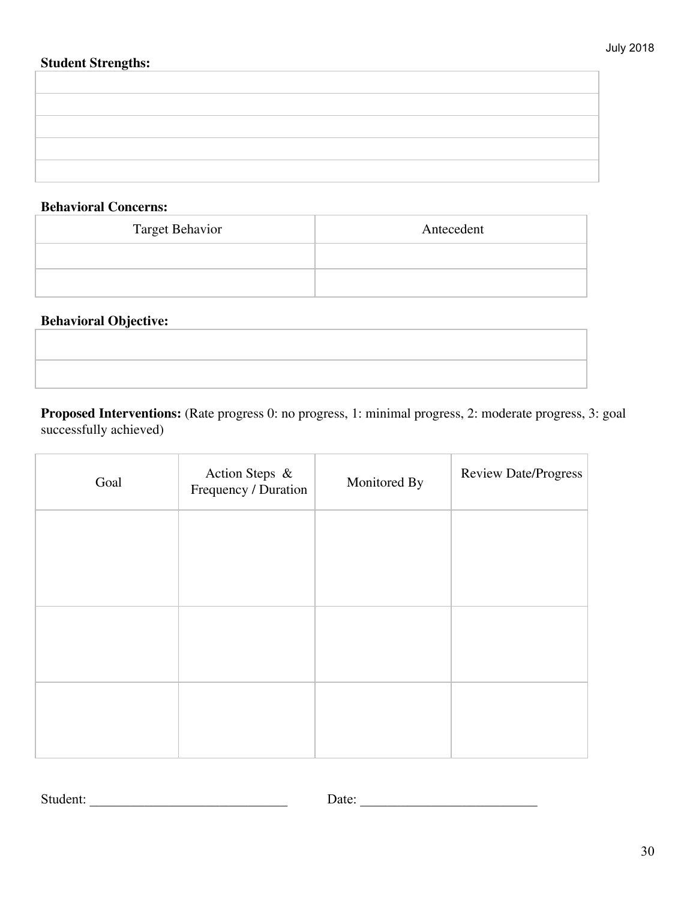**Student Strengths:**

| |
|---|
| |
| |
| |
| |
| |

**Behavioral Concerns:**

| Target Behavior | Antecedent |
|---|---|
| | |
| | |

**Behavioral Objective:**

| |
|---|
| |
| |

**Proposed Interventions:** (Rate progress 0: no progress, 1: minimal progress, 2: moderate progress, 3: goal successfully achieved)

| Goal | Action Steps & Frequency / Duration | Monitored By | Review Date/Progress |
|---|---|---|---|
| | | | |
| | | | |
| | | | |

Student: ______________________________ Date: __________________________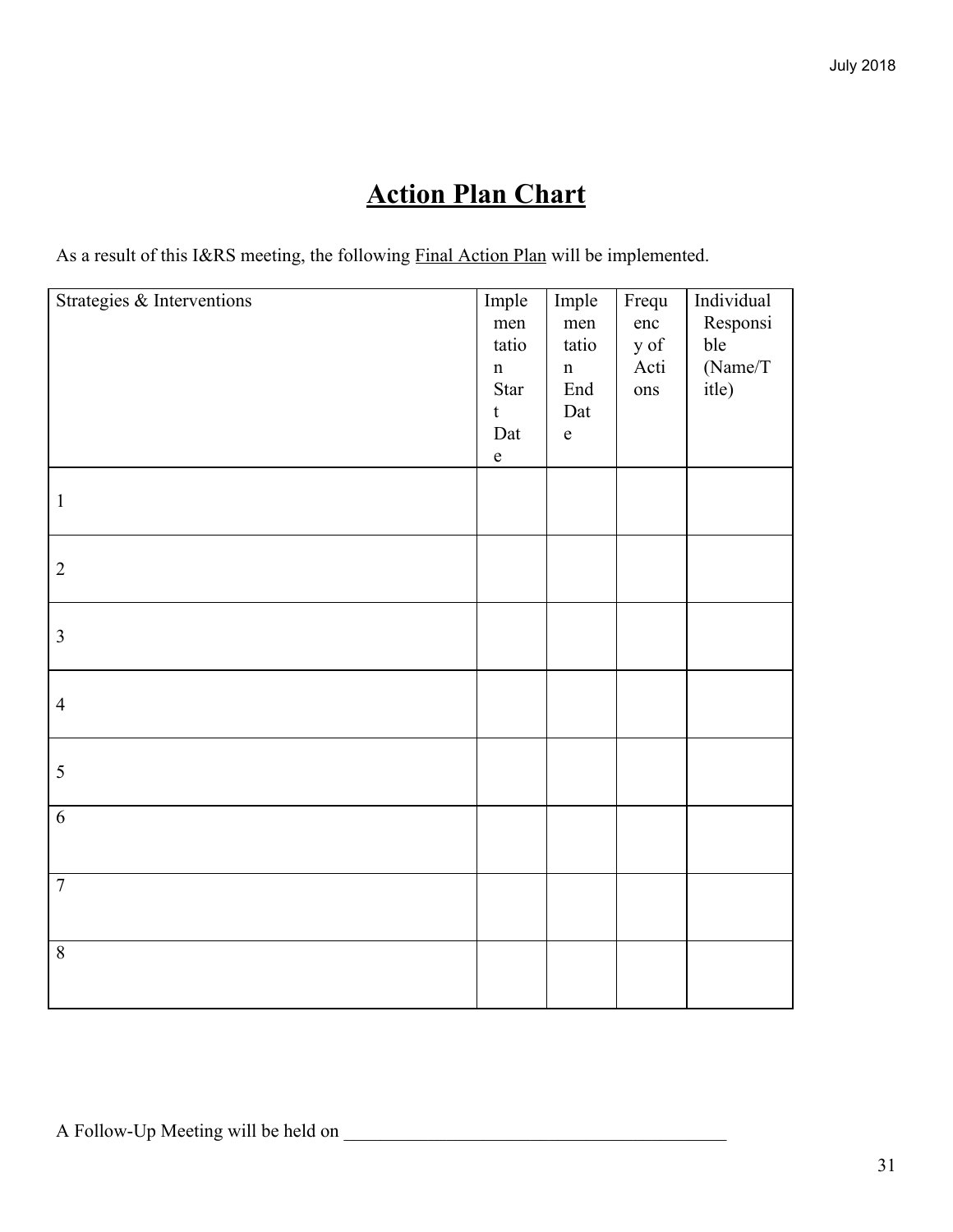# <u>Action Plan Chart</u>

As a result of this I&RS meeting, the following <u>Final Action Plan</u> will be implemented.

| Strategies & Interventions | Implementation Start Date | Implementation End Date | Frequency of Actions | Individual Responsible (Name/Title) |
|---|---|---|---|---|
| 1 | | | | |
| 2 | | | | |
| 3 | | | | |
| 4 | | | | |
| 5 | | | | |
| 6 | | | | |
| 7 | | | | |
| 8 | | | | |

A Follow-Up Meeting will be held on ___________________________________________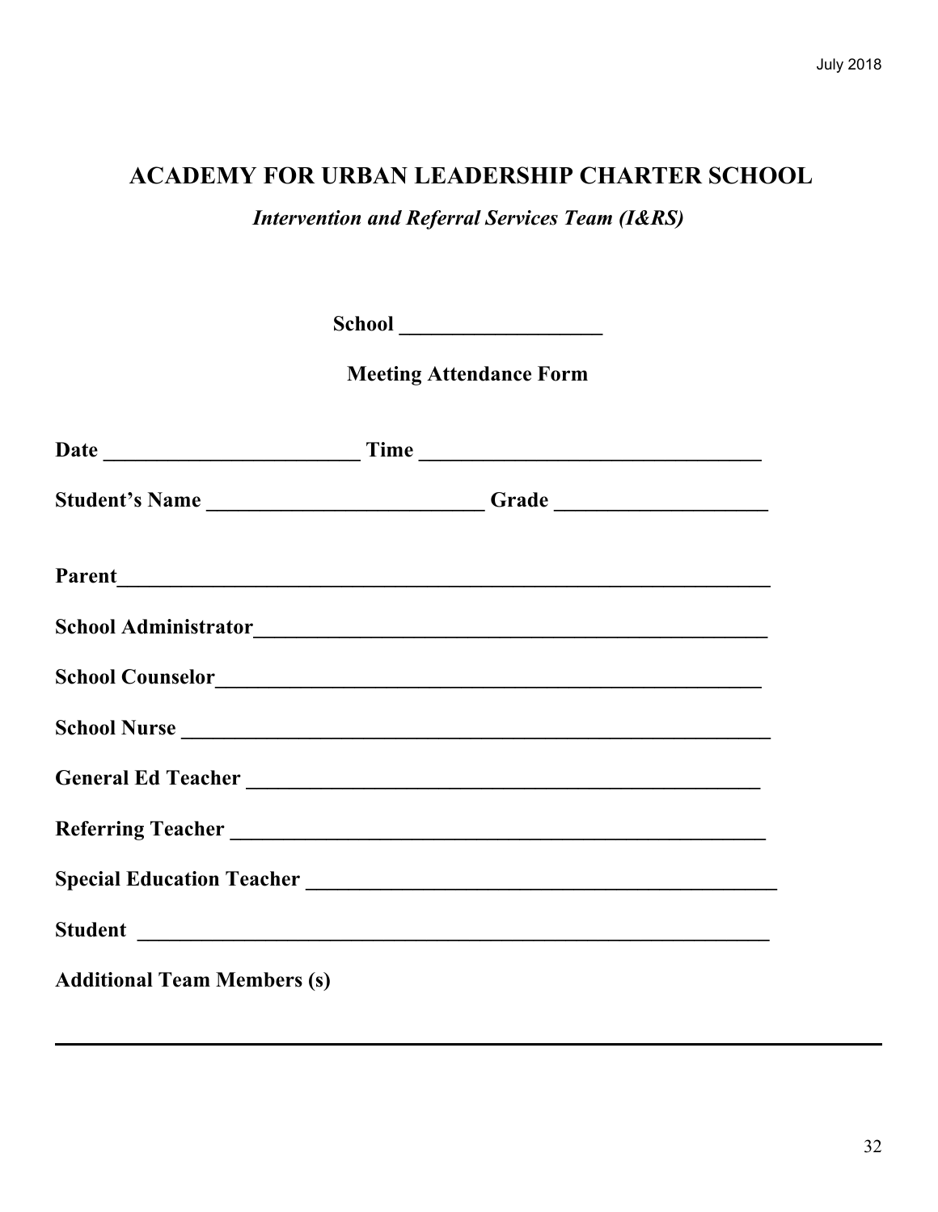# ACADEMY FOR URBAN LEADERSHIP CHARTER SCHOOL

*Intervention and Referral Services Team (I&RS)*

**School ___________________**

**Meeting Attendance Form**

**Date ________________________ Time ________________________________**

**Student's Name __________________________ Grade ___________________**

**Parent_____________________________________________________________**

**School Administrator________________________________________________**

**School Counselor____________________________________________________**

**School Nurse ________________________________________________________**

**General Ed Teacher _________________________________________________**

**Referring Teacher ___________________________________________________**

**Special Education Teacher ____________________________________________**

**Student ____________________________________________________________**

**Additional Team Members (s)**

_____________________________________________________________________________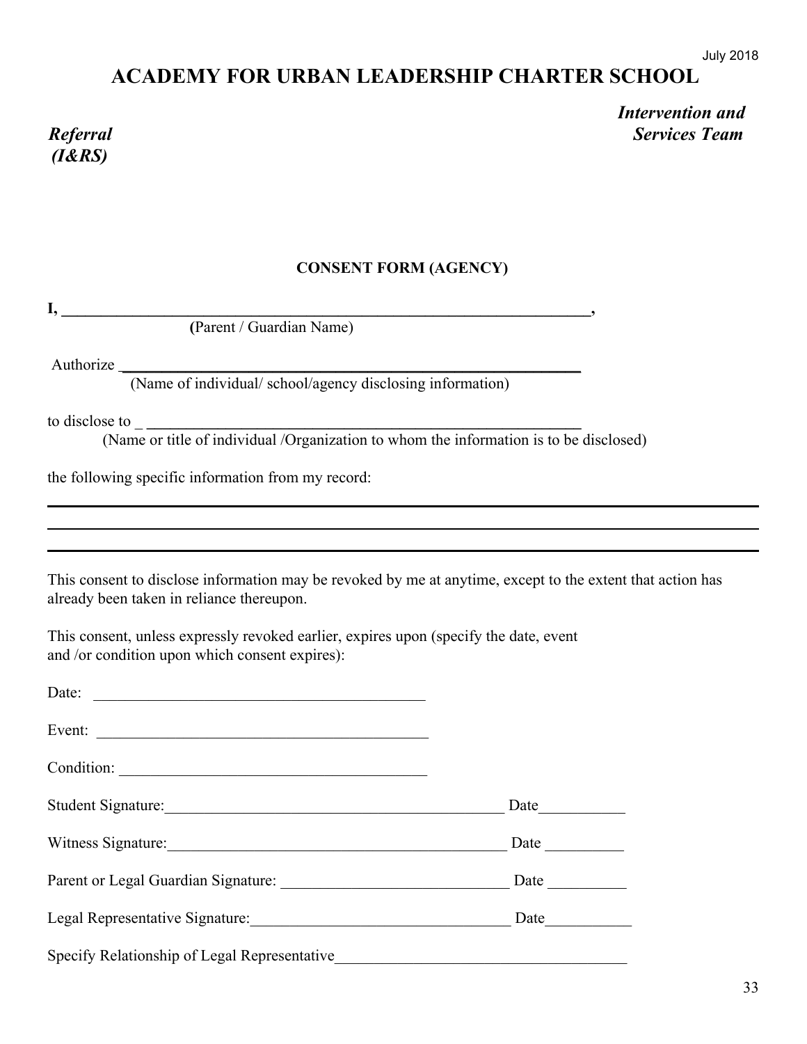July 2018

# ACADEMY FOR URBAN LEADERSHIP CHARTER SCHOOL

***Referral (I&RS)*** ***Intervention and Services Team***

**CONSENT FORM (AGENCY)**

**I, ______________________________________________________________________,**
(Parent / Guardian Name)

Authorize ____________________________________________________________
(Name of individual/ school/agency disclosing information)

to disclose to _ ________________________________________________________
(Name or title of individual /Organization to whom the information is to be disclosed)

the following specific information from my record:

______________________________________________________________________________

______________________________________________________________________________

______________________________________________________________________________

This consent to disclose information may be revoked by me at anytime, except to the extent that action has already been taken in reliance thereupon.

This consent, unless expressly revoked earlier, expires upon (specify the date, event and /or condition upon which consent expires):

Date: ____________________________________________

Event: ____________________________________________

Condition: ________________________________________

Student Signature:_____________________________________________ Date___________

Witness Signature:_____________________________________________ Date __________

Parent or Legal Guardian Signature: _____________________________ Date __________

Legal Representative Signature:_________________________________ Date___________

Specify Relationship of Legal Representative_____________________________________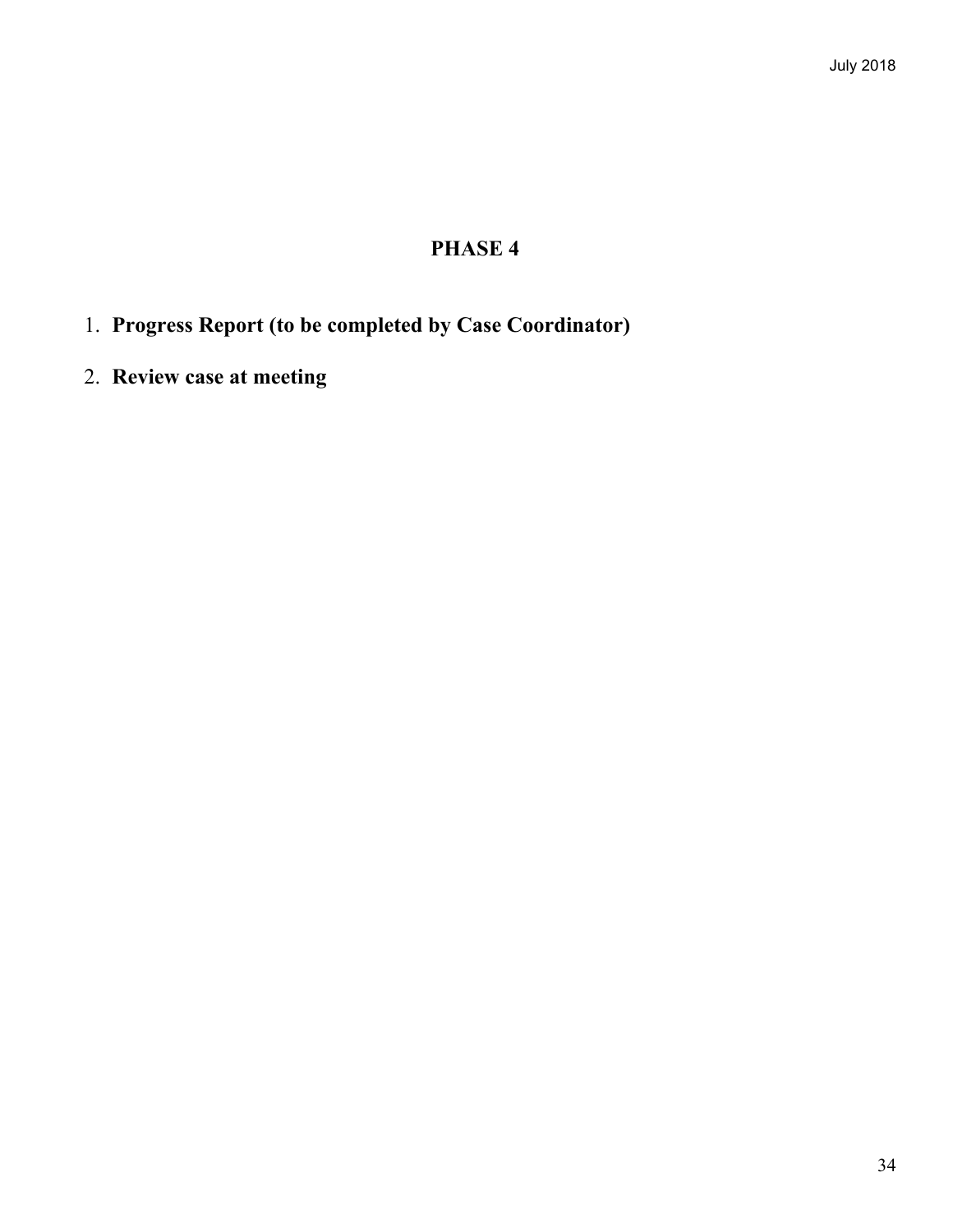# PHASE 4

1. **Progress Report (to be completed by Case Coordinator)**
2. **Review case at meeting**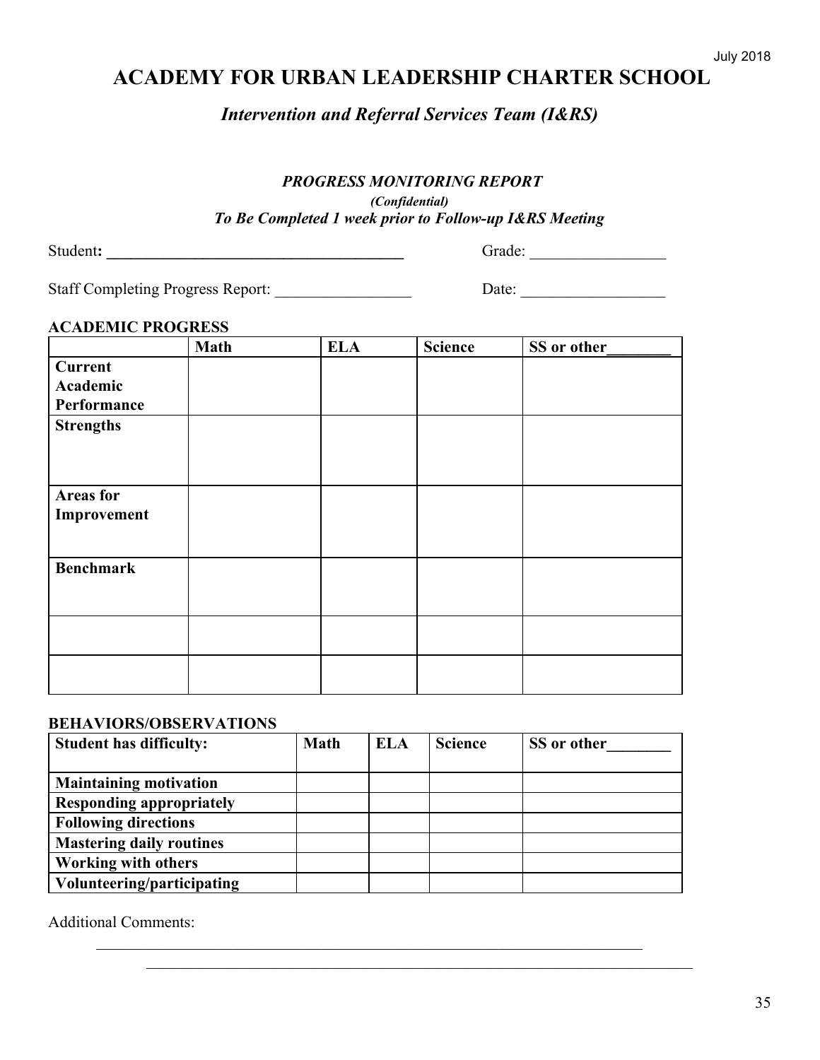July 2018

# ACADEMY FOR URBAN LEADERSHIP CHARTER SCHOOL

## *Intervention and Referral Services Team (I&RS)*

### *PROGRESS MONITORING REPORT*

***(Confidential)***

***To Be Completed 1 week prior to Follow-up I&RS Meeting***

Student**: ______________________________________** Grade: _________________

Staff Completing Progress Report: _________________ Date: __________________

**ACADEMIC PROGRESS**

| | **Math** | **ELA** | **Science** | **SS or other________** |
|---|---|---|---|---|
| **Current Academic Performance** | | | | |
| **Strengths** | | | | |
| **Areas for Improvement** | | | | |
| **Benchmark** | | | | |
| | | | | |
| | | | | |

**BEHAVIORS/OBSERVATIONS**

| **Student has difficulty:** | **Math** | **ELA** | **Science** | **SS or other________** |
|---|---|---|---|---|
| **Maintaining motivation** | | | | |
| **Responding appropriately** | | | | |
| **Following directions** | | | | |
| **Mastering daily routines** | | | | |
| **Working with others** | | | | |
| **Volunteering/participating** | | | | |

Additional Comments:

______________________________________________________________________

______________________________________________________________________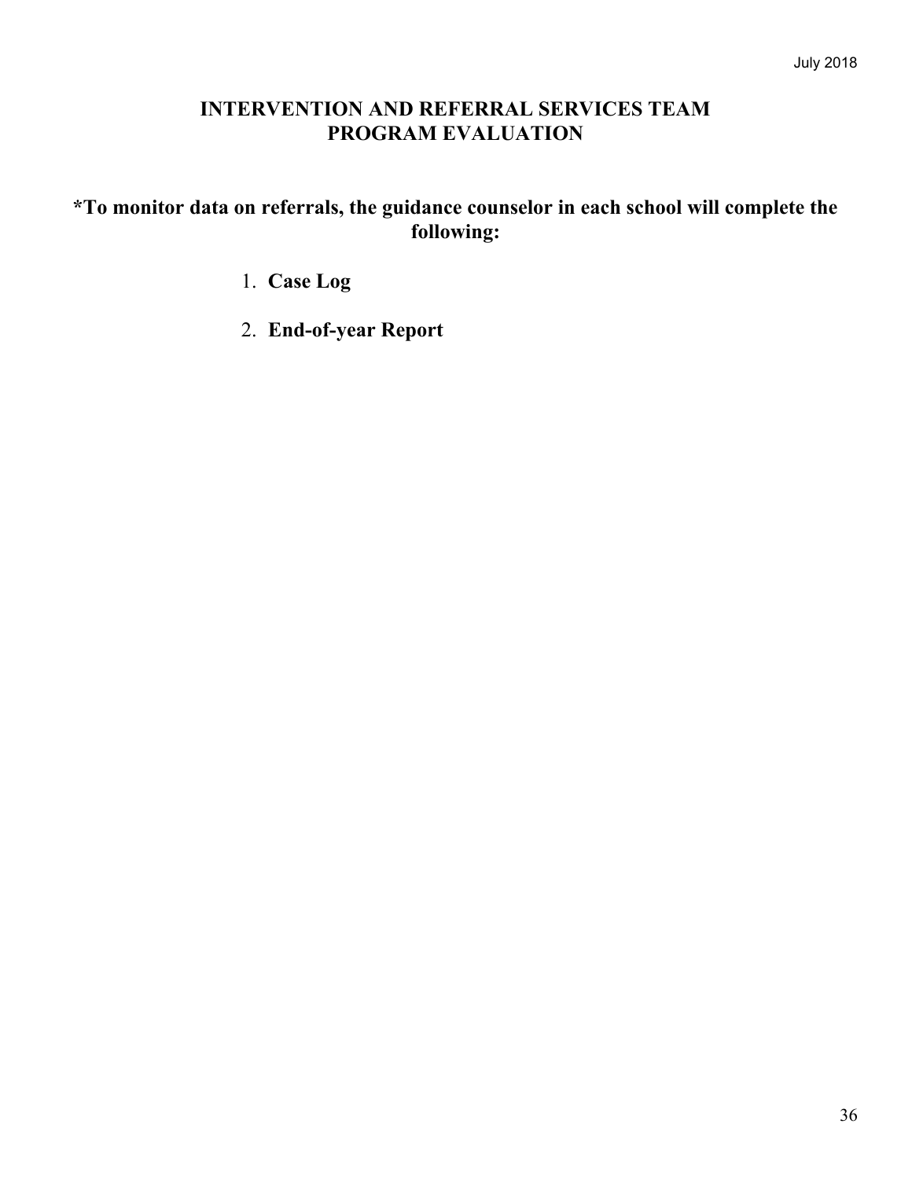# INTERVENTION AND REFERRAL SERVICES TEAM PROGRAM EVALUATION

## *To monitor data on referrals, the guidance counselor in each school will complete the following:

1. **Case Log**
2. **End-of-year Report**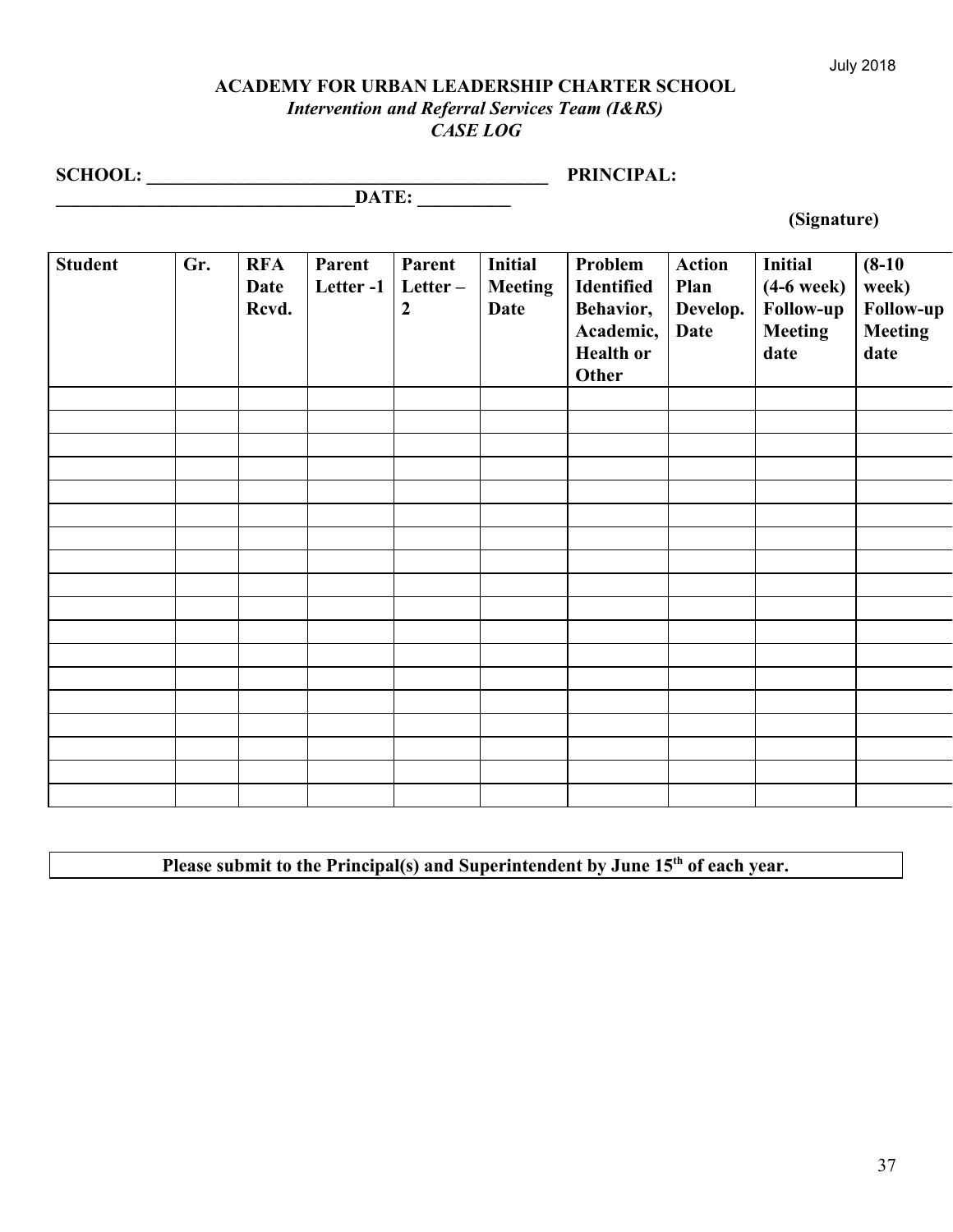July 2018

**ACADEMY FOR URBAN LEADERSHIP CHARTER SCHOOL**

***Intervention and Referral Services Team (I&RS)***

***CASE LOG***

**SCHOOL: _____________________________________________ PRINCIPAL: ________________________________DATE: __________**

**(Signature)**

| **Student** | **Gr.** | **RFA Date Rcvd.** | **Parent Letter -1** | **Parent Letter – 2** | **Initial Meeting Date** | **Problem Identified Behavior, Academic, Health or Other** | **Action Plan Develop. Date** | **Initial (4-6 week) Follow-up Meeting date** | **(8-10 week) Follow-up Meeting date** |
|---|---|---|---|---|---|---|---|---|---|
| | | | | | | | | | |
| | | | | | | | | | |
| | | | | | | | | | |
| | | | | | | | | | |
| | | | | | | | | | |
| | | | | | | | | | |
| | | | | | | | | | |
| | | | | | | | | | |
| | | | | | | | | | |
| | | | | | | | | | |
| | | | | | | | | | |
| | | | | | | | | | |
| | | | | | | | | | |
| | | | | | | | | | |
| | | | | | | | | | |
| | | | | | | | | | |
| | | | | | | | | | |
| | | | | | | | | | |

**Please submit to the Principal(s) and Superintendent by June 15th of each year.**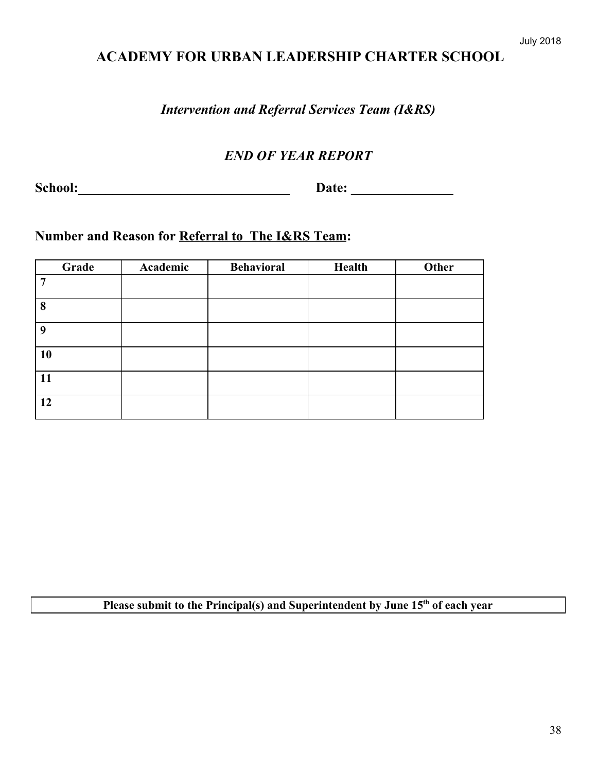# ACADEMY FOR URBAN LEADERSHIP CHARTER SCHOOL

## *Intervention and Referral Services Team (I&RS)*

## *END OF YEAR REPORT*

**School:_______________________________ Date: _______________**

**Number and Reason for Referral to The I&RS Team:**

| Grade | Academic | Behavioral | Health | Other |
|---|---|---|---|---|
| 7 | | | | |
| 8 | | | | |
| 9 | | | | |
| 10 | | | | |
| 11 | | | | |
| 12 | | | | |

**Please submit to the Principal(s) and Superintendent by June 15th of each year**